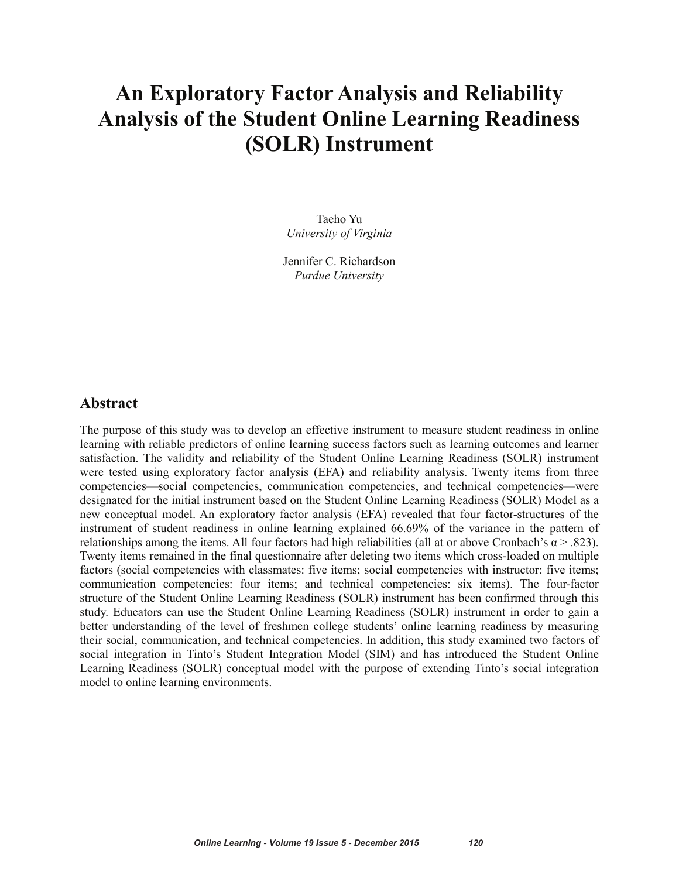# An Exploratory Factor Analysis and Reliability Analysis of the Student Online Learning Readiness (SOLR) Instrument

Taeho Yu
*University of Virginia*

Jennifer C. Richardson
*Purdue University*

## Abstract

The purpose of this study was to develop an effective instrument to measure student readiness in online learning with reliable predictors of online learning success factors such as learning outcomes and learner satisfaction. The validity and reliability of the Student Online Learning Readiness (SOLR) instrument were tested using exploratory factor analysis (EFA) and reliability analysis. Twenty items from three competencies—social competencies, communication competencies, and technical competencies—were designated for the initial instrument based on the Student Online Learning Readiness (SOLR) Model as a new conceptual model. An exploratory factor analysis (EFA) revealed that four factor-structures of the instrument of student readiness in online learning explained 66.69% of the variance in the pattern of relationships among the items. All four factors had high reliabilities (all at or above Cronbach's $\alpha > .823$). Twenty items remained in the final questionnaire after deleting two items which cross-loaded on multiple factors (social competencies with classmates: five items; social competencies with instructor: five items; communication competencies: four items; and technical competencies: six items). The four-factor structure of the Student Online Learning Readiness (SOLR) instrument has been confirmed through this study. Educators can use the Student Online Learning Readiness (SOLR) instrument in order to gain a better understanding of the level of freshmen college students' online learning readiness by measuring their social, communication, and technical competencies. In addition, this study examined two factors of social integration in Tinto's Student Integration Model (SIM) and has introduced the Student Online Learning Readiness (SOLR) conceptual model with the purpose of extending Tinto's social integration model to online learning environments.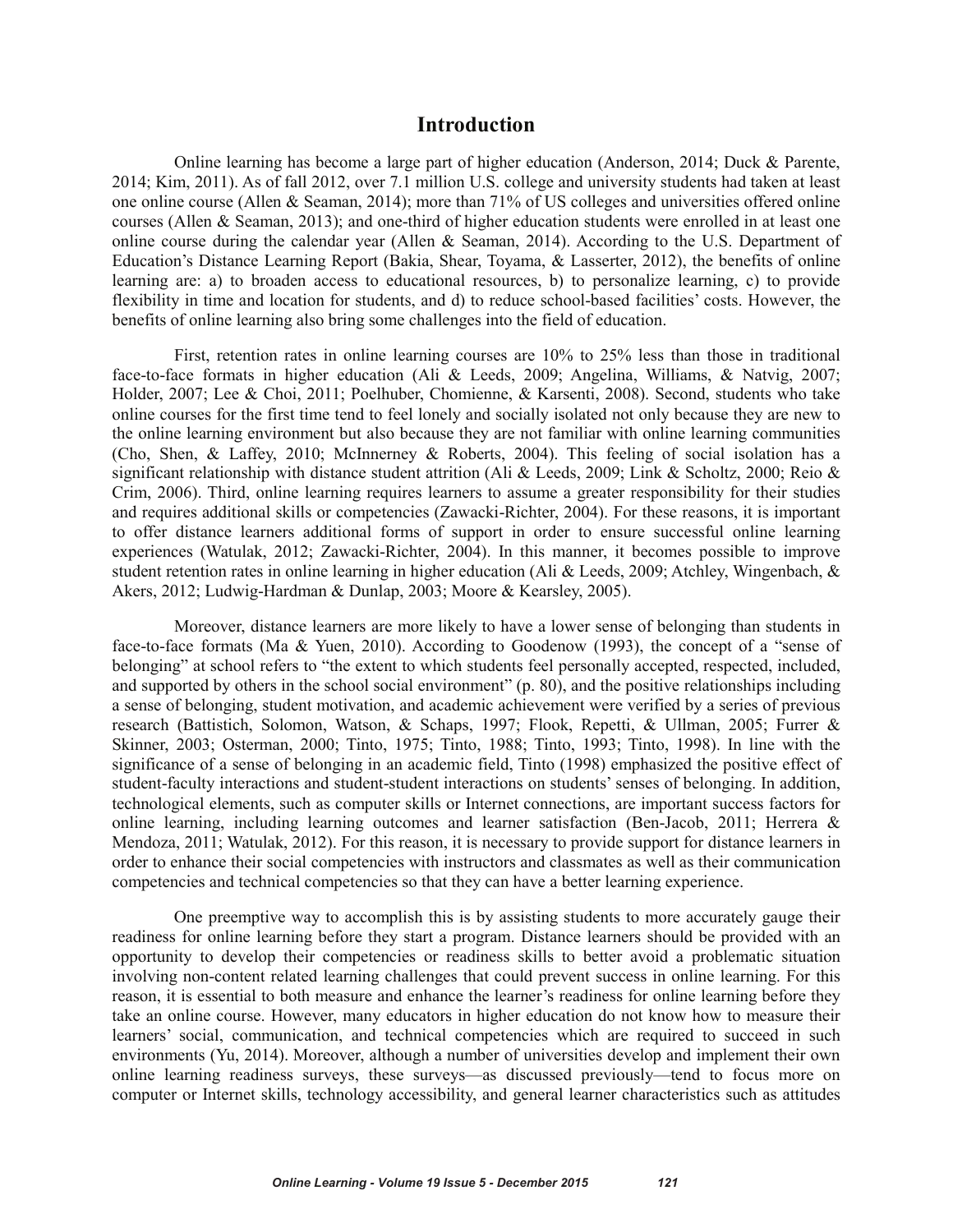## Introduction

Online learning has become a large part of higher education (Anderson, 2014; Duck & Parente, 2014; Kim, 2011). As of fall 2012, over 7.1 million U.S. college and university students had taken at least one online course (Allen & Seaman, 2014); more than 71% of US colleges and universities offered online courses (Allen & Seaman, 2013); and one-third of higher education students were enrolled in at least one online course during the calendar year (Allen & Seaman, 2014). According to the U.S. Department of Education's Distance Learning Report (Bakia, Shear, Toyama, & Lasserter, 2012), the benefits of online learning are: a) to broaden access to educational resources, b) to personalize learning, c) to provide flexibility in time and location for students, and d) to reduce school-based facilities' costs. However, the benefits of online learning also bring some challenges into the field of education.

First, retention rates in online learning courses are 10% to 25% less than those in traditional face-to-face formats in higher education (Ali & Leeds, 2009; Angelina, Williams, & Natvig, 2007; Holder, 2007; Lee & Choi, 2011; Poelhuber, Chomienne, & Karsenti, 2008). Second, students who take online courses for the first time tend to feel lonely and socially isolated not only because they are new to the online learning environment but also because they are not familiar with online learning communities (Cho, Shen, & Laffey, 2010; McInnerney & Roberts, 2004). This feeling of social isolation has a significant relationship with distance student attrition (Ali & Leeds, 2009; Link & Scholtz, 2000; Reio & Crim, 2006). Third, online learning requires learners to assume a greater responsibility for their studies and requires additional skills or competencies (Zawacki-Richter, 2004). For these reasons, it is important to offer distance learners additional forms of support in order to ensure successful online learning experiences (Watulak, 2012; Zawacki-Richter, 2004). In this manner, it becomes possible to improve student retention rates in online learning in higher education (Ali & Leeds, 2009; Atchley, Wingenbach, & Akers, 2012; Ludwig-Hardman & Dunlap, 2003; Moore & Kearsley, 2005).

Moreover, distance learners are more likely to have a lower sense of belonging than students in face-to-face formats (Ma & Yuen, 2010). According to Goodenow (1993), the concept of a "sense of belonging" at school refers to "the extent to which students feel personally accepted, respected, included, and supported by others in the school social environment" (p. 80), and the positive relationships including a sense of belonging, student motivation, and academic achievement were verified by a series of previous research (Battistich, Solomon, Watson, & Schaps, 1997; Flook, Repetti, & Ullman, 2005; Furrer & Skinner, 2003; Osterman, 2000; Tinto, 1975; Tinto, 1988; Tinto, 1993; Tinto, 1998). In line with the significance of a sense of belonging in an academic field, Tinto (1998) emphasized the positive effect of student-faculty interactions and student-student interactions on students' senses of belonging. In addition, technological elements, such as computer skills or Internet connections, are important success factors for online learning, including learning outcomes and learner satisfaction (Ben-Jacob, 2011; Herrera & Mendoza, 2011; Watulak, 2012). For this reason, it is necessary to provide support for distance learners in order to enhance their social competencies with instructors and classmates as well as their communication competencies and technical competencies so that they can have a better learning experience.

One preemptive way to accomplish this is by assisting students to more accurately gauge their readiness for online learning before they start a program. Distance learners should be provided with an opportunity to develop their competencies or readiness skills to better avoid a problematic situation involving non-content related learning challenges that could prevent success in online learning. For this reason, it is essential to both measure and enhance the learner's readiness for online learning before they take an online course. However, many educators in higher education do not know how to measure their learners' social, communication, and technical competencies which are required to succeed in such environments (Yu, 2014). Moreover, although a number of universities develop and implement their own online learning readiness surveys, these surveys—as discussed previously—tend to focus more on computer or Internet skills, technology accessibility, and general learner characteristics such as attitudes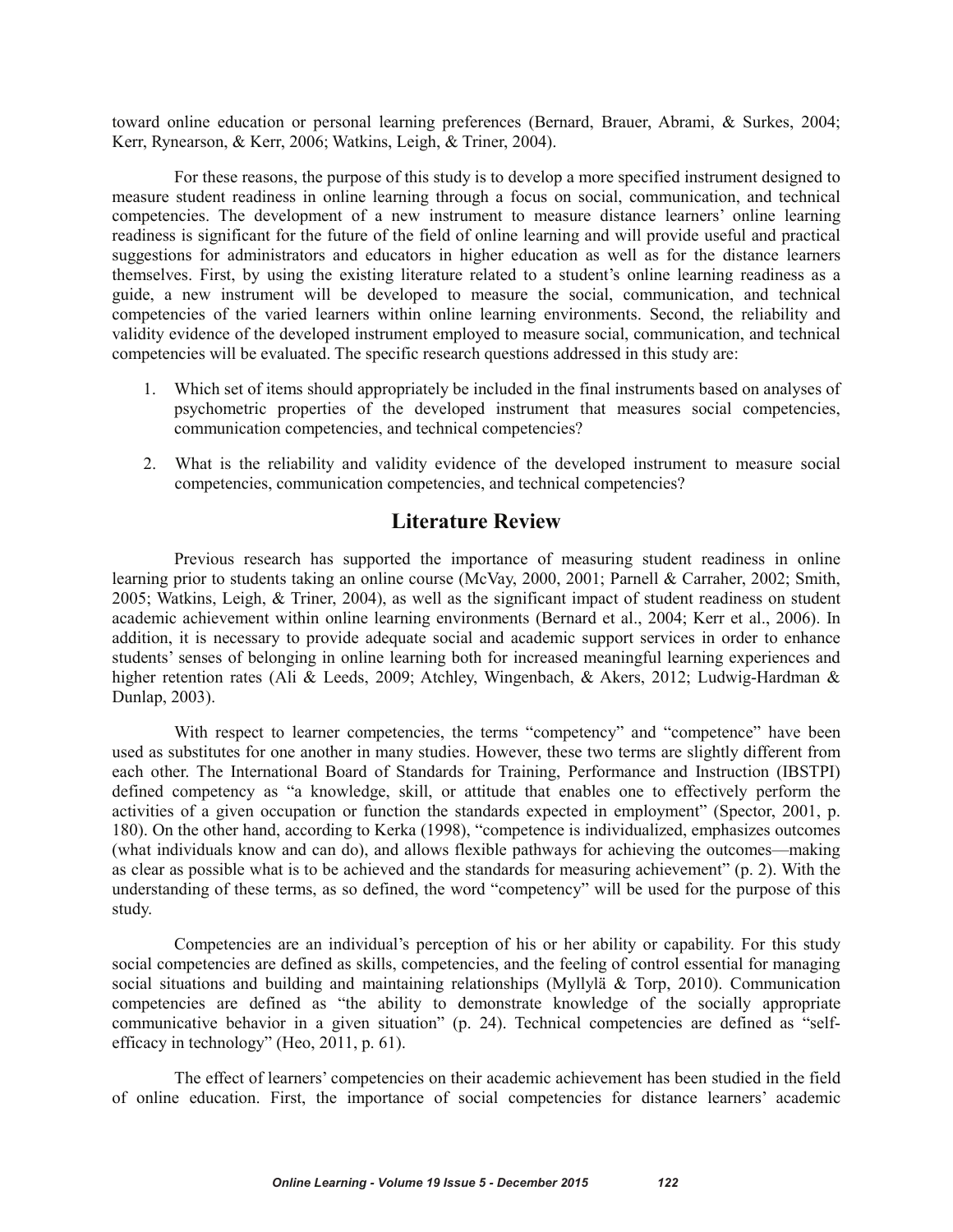toward online education or personal learning preferences (Bernard, Brauer, Abrami, & Surkes, 2004; Kerr, Rynearson, & Kerr, 2006; Watkins, Leigh, & Triner, 2004).

For these reasons, the purpose of this study is to develop a more specified instrument designed to measure student readiness in online learning through a focus on social, communication, and technical competencies. The development of a new instrument to measure distance learners' online learning readiness is significant for the future of the field of online learning and will provide useful and practical suggestions for administrators and educators in higher education as well as for the distance learners themselves. First, by using the existing literature related to a student's online learning readiness as a guide, a new instrument will be developed to measure the social, communication, and technical competencies of the varied learners within online learning environments. Second, the reliability and validity evidence of the developed instrument employed to measure social, communication, and technical competencies will be evaluated. The specific research questions addressed in this study are:

1. Which set of items should appropriately be included in the final instruments based on analyses of psychometric properties of the developed instrument that measures social competencies, communication competencies, and technical competencies?
2. What is the reliability and validity evidence of the developed instrument to measure social competencies, communication competencies, and technical competencies?

## Literature Review

Previous research has supported the importance of measuring student readiness in online learning prior to students taking an online course (McVay, 2000, 2001; Parnell & Carraher, 2002; Smith, 2005; Watkins, Leigh, & Triner, 2004), as well as the significant impact of student readiness on student academic achievement within online learning environments (Bernard et al., 2004; Kerr et al., 2006). In addition, it is necessary to provide adequate social and academic support services in order to enhance students' senses of belonging in online learning both for increased meaningful learning experiences and higher retention rates (Ali & Leeds, 2009; Atchley, Wingenbach, & Akers, 2012; Ludwig-Hardman & Dunlap, 2003).

With respect to learner competencies, the terms "competency" and "competence" have been used as substitutes for one another in many studies. However, these two terms are slightly different from each other. The International Board of Standards for Training, Performance and Instruction (IBSTPI) defined competency as "a knowledge, skill, or attitude that enables one to effectively perform the activities of a given occupation or function the standards expected in employment" (Spector, 2001, p. 180). On the other hand, according to Kerka (1998), "competence is individualized, emphasizes outcomes (what individuals know and can do), and allows flexible pathways for achieving the outcomes—making as clear as possible what is to be achieved and the standards for measuring achievement" (p. 2). With the understanding of these terms, as so defined, the word "competency" will be used for the purpose of this study.

Competencies are an individual's perception of his or her ability or capability. For this study social competencies are defined as skills, competencies, and the feeling of control essential for managing social situations and building and maintaining relationships (Myllylä & Torp, 2010). Communication competencies are defined as "the ability to demonstrate knowledge of the socially appropriate communicative behavior in a given situation" (p. 24). Technical competencies are defined as "self-efficacy in technology" (Heo, 2011, p. 61).

The effect of learners' competencies on their academic achievement has been studied in the field of online education. First, the importance of social competencies for distance learners' academic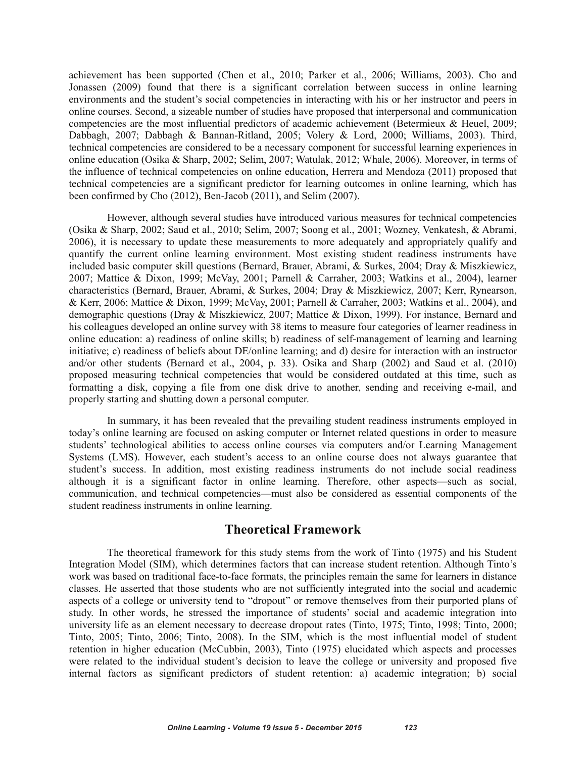achievement has been supported (Chen et al., 2010; Parker et al., 2006; Williams, 2003). Cho and Jonassen (2009) found that there is a significant correlation between success in online learning environments and the student's social competencies in interacting with his or her instructor and peers in online courses. Second, a sizeable number of studies have proposed that interpersonal and communication competencies are the most influential predictors of academic achievement (Betermieux & Heuel, 2009; Dabbagh, 2007; Dabbagh & Bannan-Ritland, 2005; Volery & Lord, 2000; Williams, 2003). Third, technical competencies are considered to be a necessary component for successful learning experiences in online education (Osika & Sharp, 2002; Selim, 2007; Watulak, 2012; Whale, 2006). Moreover, in terms of the influence of technical competencies on online education, Herrera and Mendoza (2011) proposed that technical competencies are a significant predictor for learning outcomes in online learning, which has been confirmed by Cho (2012), Ben-Jacob (2011), and Selim (2007).

However, although several studies have introduced various measures for technical competencies (Osika & Sharp, 2002; Saud et al., 2010; Selim, 2007; Soong et al., 2001; Wozney, Venkatesh, & Abrami, 2006), it is necessary to update these measurements to more adequately and appropriately qualify and quantify the current online learning environment. Most existing student readiness instruments have included basic computer skill questions (Bernard, Brauer, Abrami, & Surkes, 2004; Dray & Miszkiewicz, 2007; Mattice & Dixon, 1999; McVay, 2001; Parnell & Carraher, 2003; Watkins et al., 2004), learner characteristics (Bernard, Brauer, Abrami, & Surkes, 2004; Dray & Miszkiewicz, 2007; Kerr, Rynearson, & Kerr, 2006; Mattice & Dixon, 1999; McVay, 2001; Parnell & Carraher, 2003; Watkins et al., 2004), and demographic questions (Dray & Miszkiewicz, 2007; Mattice & Dixon, 1999). For instance, Bernard and his colleagues developed an online survey with 38 items to measure four categories of learner readiness in online education: a) readiness of online skills; b) readiness of self-management of learning and learning initiative; c) readiness of beliefs about DE/online learning; and d) desire for interaction with an instructor and/or other students (Bernard et al., 2004, p. 33). Osika and Sharp (2002) and Saud et al. (2010) proposed measuring technical competencies that would be considered outdated at this time, such as formatting a disk, copying a file from one disk drive to another, sending and receiving e-mail, and properly starting and shutting down a personal computer.

In summary, it has been revealed that the prevailing student readiness instruments employed in today's online learning are focused on asking computer or Internet related questions in order to measure students' technological abilities to access online courses via computers and/or Learning Management Systems (LMS). However, each student's access to an online course does not always guarantee that student's success. In addition, most existing readiness instruments do not include social readiness although it is a significant factor in online learning. Therefore, other aspects—such as social, communication, and technical competencies—must also be considered as essential components of the student readiness instruments in online learning.

## Theoretical Framework

The theoretical framework for this study stems from the work of Tinto (1975) and his Student Integration Model (SIM), which determines factors that can increase student retention. Although Tinto's work was based on traditional face-to-face formats, the principles remain the same for learners in distance classes. He asserted that those students who are not sufficiently integrated into the social and academic aspects of a college or university tend to "dropout" or remove themselves from their purported plans of study. In other words, he stressed the importance of students' social and academic integration into university life as an element necessary to decrease dropout rates (Tinto, 1975; Tinto, 1998; Tinto, 2000; Tinto, 2005; Tinto, 2006; Tinto, 2008). In the SIM, which is the most influential model of student retention in higher education (McCubbin, 2003), Tinto (1975) elucidated which aspects and processes were related to the individual student's decision to leave the college or university and proposed five internal factors as significant predictors of student retention: a) academic integration; b) social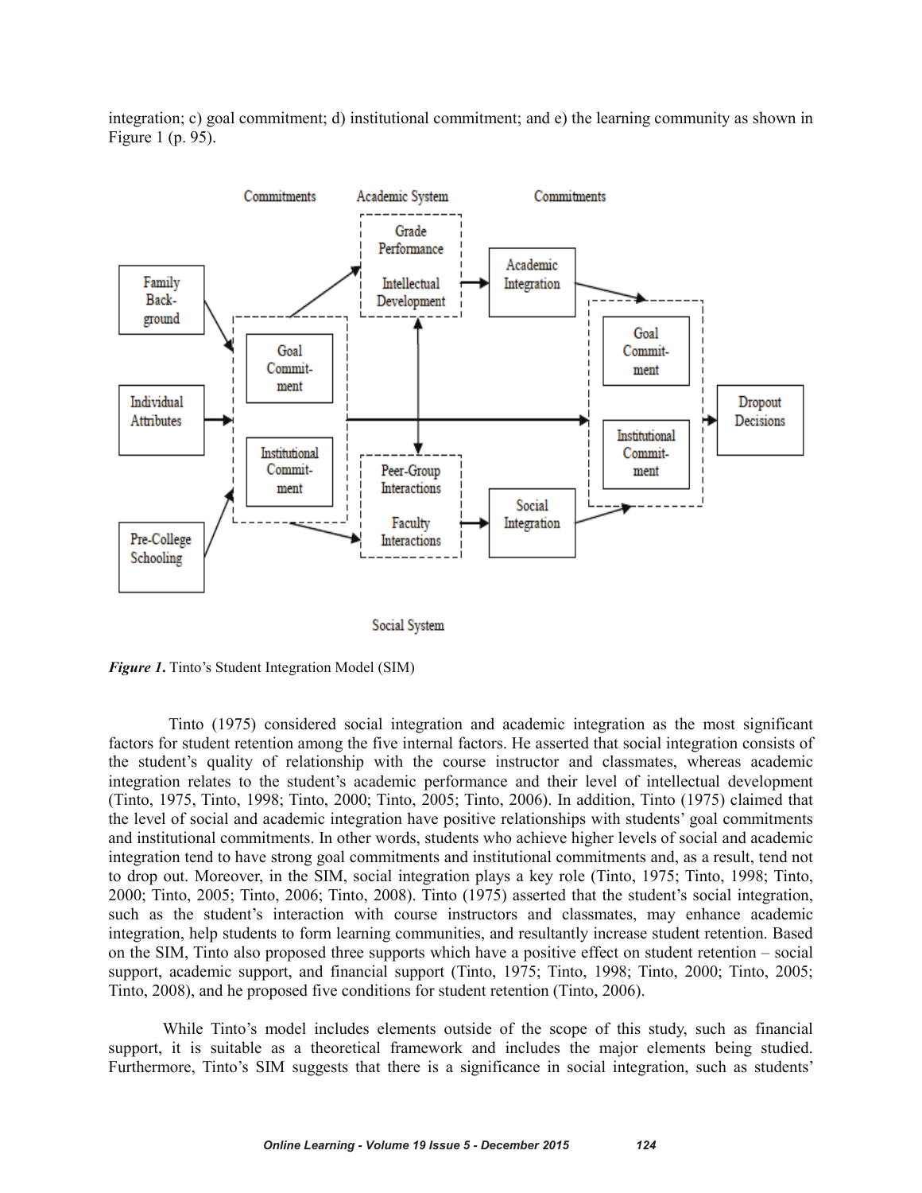integration; c) goal commitment; d) institutional commitment; and e) the learning community as shown in Figure 1 (p. 95).

*Figure 1.* Tinto's Student Integration Model (SIM)

Tinto (1975) considered social integration and academic integration as the most significant factors for student retention among the five internal factors. He asserted that social integration consists of the student's quality of relationship with the course instructor and classmates, whereas academic integration relates to the student's academic performance and their level of intellectual development (Tinto, 1975, Tinto, 1998; Tinto, 2000; Tinto, 2005; Tinto, 2006). In addition, Tinto (1975) claimed that the level of social and academic integration have positive relationships with students' goal commitments and institutional commitments. In other words, students who achieve higher levels of social and academic integration tend to have strong goal commitments and institutional commitments and, as a result, tend not to drop out. Moreover, in the SIM, social integration plays a key role (Tinto, 1975; Tinto, 1998; Tinto, 2000; Tinto, 2005; Tinto, 2006; Tinto, 2008). Tinto (1975) asserted that the student's social integration, such as the student's interaction with course instructors and classmates, may enhance academic integration, help students to form learning communities, and resultantly increase student retention. Based on the SIM, Tinto also proposed three supports which have a positive effect on student retention – social support, academic support, and financial support (Tinto, 1975; Tinto, 1998; Tinto, 2000; Tinto, 2005; Tinto, 2008), and he proposed five conditions for student retention (Tinto, 2006).

While Tinto's model includes elements outside of the scope of this study, such as financial support, it is suitable as a theoretical framework and includes the major elements being studied. Furthermore, Tinto's SIM suggests that there is a significance in social integration, such as students'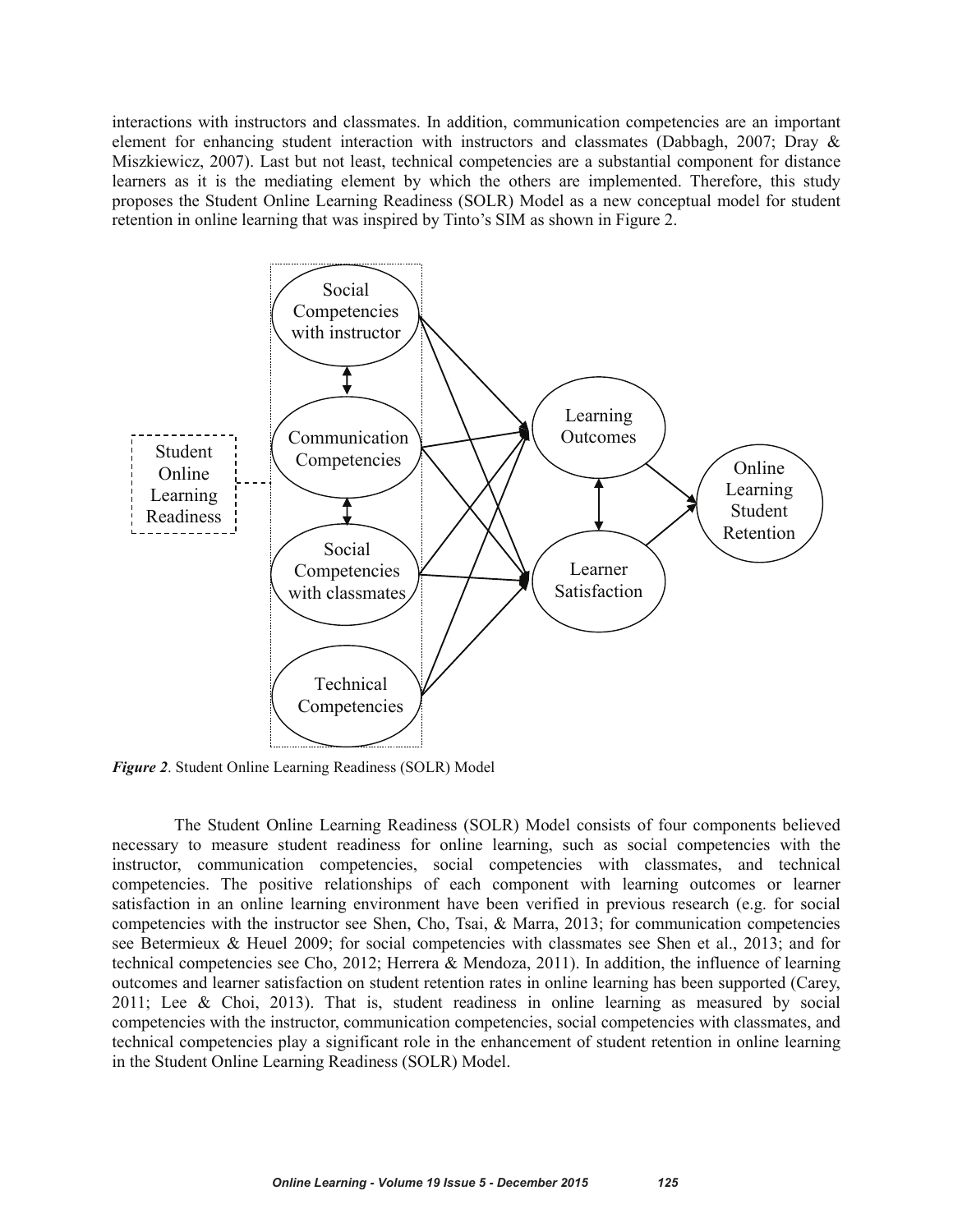interactions with instructors and classmates. In addition, communication competencies are an important element for enhancing student interaction with instructors and classmates (Dabbagh, 2007; Dray & Miszkiewicz, 2007). Last but not least, technical competencies are a substantial component for distance learners as it is the mediating element by which the others are implemented. Therefore, this study proposes the Student Online Learning Readiness (SOLR) Model as a new conceptual model for student retention in online learning that was inspired by Tinto's SIM as shown in Figure 2.

***Figure 2***. Student Online Learning Readiness (SOLR) Model

The Student Online Learning Readiness (SOLR) Model consists of four components believed necessary to measure student readiness for online learning, such as social competencies with the instructor, communication competencies, social competencies with classmates, and technical competencies. The positive relationships of each component with learning outcomes or learner satisfaction in an online learning environment have been verified in previous research (e.g. for social competencies with the instructor see Shen, Cho, Tsai, & Marra, 2013; for communication competencies see Betermieux & Heuel 2009; for social competencies with classmates see Shen et al., 2013; and for technical competencies see Cho, 2012; Herrera & Mendoza, 2011). In addition, the influence of learning outcomes and learner satisfaction on student retention rates in online learning has been supported (Carey, 2011; Lee & Choi, 2013). That is, student readiness in online learning as measured by social competencies with the instructor, communication competencies, social competencies with classmates, and technical competencies play a significant role in the enhancement of student retention in online learning in the Student Online Learning Readiness (SOLR) Model.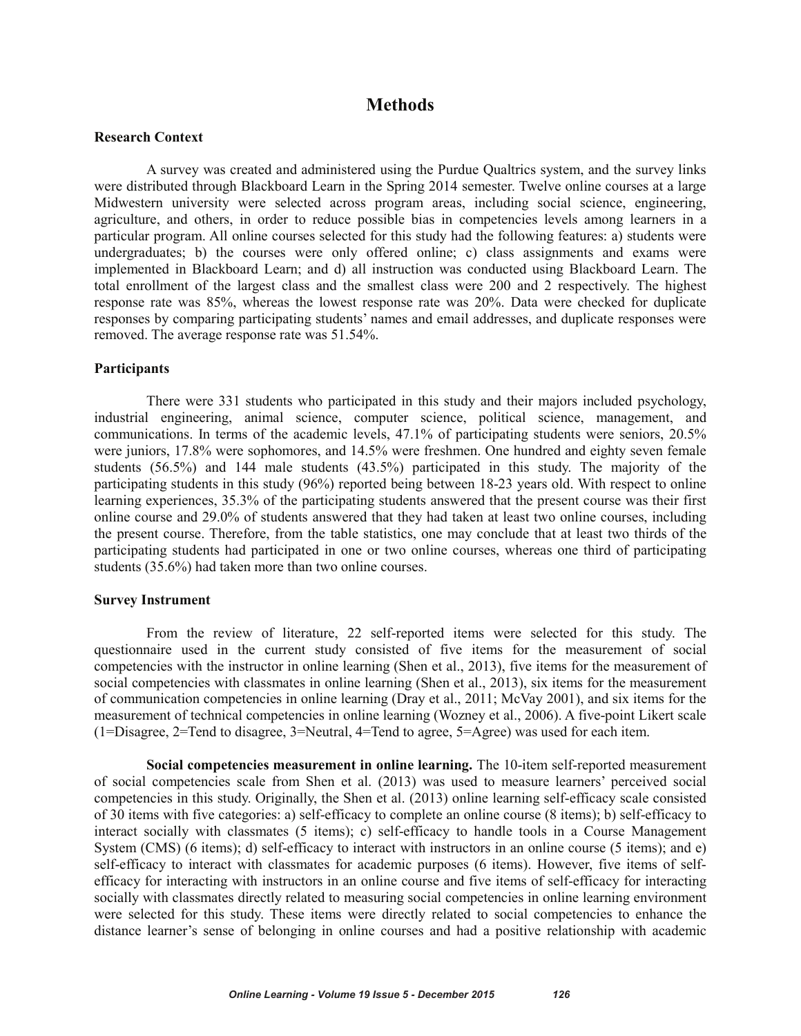# Methods

### Research Context

A survey was created and administered using the Purdue Qualtrics system, and the survey links were distributed through Blackboard Learn in the Spring 2014 semester. Twelve online courses at a large Midwestern university were selected across program areas, including social science, engineering, agriculture, and others, in order to reduce possible bias in competencies levels among learners in a particular program. All online courses selected for this study had the following features: a) students were undergraduates; b) the courses were only offered online; c) class assignments and exams were implemented in Blackboard Learn; and d) all instruction was conducted using Blackboard Learn. The total enrollment of the largest class and the smallest class were 200 and 2 respectively. The highest response rate was 85%, whereas the lowest response rate was 20%. Data were checked for duplicate responses by comparing participating students' names and email addresses, and duplicate responses were removed. The average response rate was 51.54%.

### Participants

There were 331 students who participated in this study and their majors included psychology, industrial engineering, animal science, computer science, political science, management, and communications. In terms of the academic levels, 47.1% of participating students were seniors, 20.5% were juniors, 17.8% were sophomores, and 14.5% were freshmen. One hundred and eighty seven female students (56.5%) and 144 male students (43.5%) participated in this study. The majority of the participating students in this study (96%) reported being between 18-23 years old. With respect to online learning experiences, 35.3% of the participating students answered that the present course was their first online course and 29.0% of students answered that they had taken at least two online courses, including the present course. Therefore, from the table statistics, one may conclude that at least two thirds of the participating students had participated in one or two online courses, whereas one third of participating students (35.6%) had taken more than two online courses.

### Survey Instrument

From the review of literature, 22 self-reported items were selected for this study. The questionnaire used in the current study consisted of five items for the measurement of social competencies with the instructor in online learning (Shen et al., 2013), five items for the measurement of social competencies with classmates in online learning (Shen et al., 2013), six items for the measurement of communication competencies in online learning (Dray et al., 2011; McVay 2001), and six items for the measurement of technical competencies in online learning (Wozney et al., 2006). A five-point Likert scale (1=Disagree, 2=Tend to disagree, 3=Neutral, 4=Tend to agree, 5=Agree) was used for each item.

**Social competencies measurement in online learning.** The 10-item self-reported measurement of social competencies scale from Shen et al. (2013) was used to measure learners' perceived social competencies in this study. Originally, the Shen et al. (2013) online learning self-efficacy scale consisted of 30 items with five categories: a) self-efficacy to complete an online course (8 items); b) self-efficacy to interact socially with classmates (5 items); c) self-efficacy to handle tools in a Course Management System (CMS) (6 items); d) self-efficacy to interact with instructors in an online course (5 items); and e) self-efficacy to interact with classmates for academic purposes (6 items). However, five items of self-efficacy for interacting with instructors in an online course and five items of self-efficacy for interacting socially with classmates directly related to measuring social competencies in online learning environment were selected for this study. These items were directly related to social competencies to enhance the distance learner's sense of belonging in online courses and had a positive relationship with academic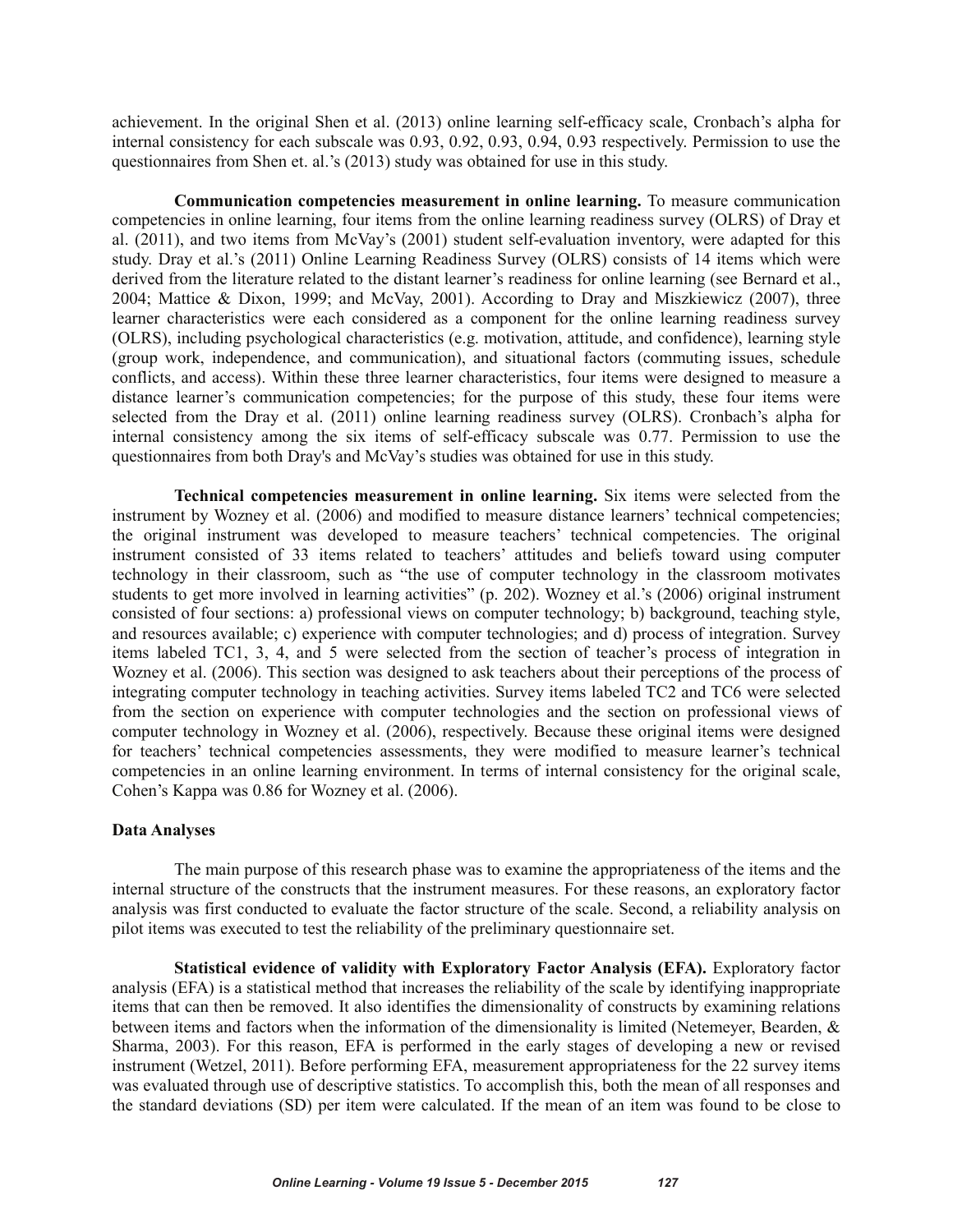achievement. In the original Shen et al. (2013) online learning self-efficacy scale, Cronbach's alpha for internal consistency for each subscale was 0.93, 0.92, 0.93, 0.94, 0.93 respectively. Permission to use the questionnaires from Shen et. al.'s (2013) study was obtained for use in this study.

**Communication competencies measurement in online learning.** To measure communication competencies in online learning, four items from the online learning readiness survey (OLRS) of Dray et al. (2011), and two items from McVay's (2001) student self-evaluation inventory, were adapted for this study. Dray et al.'s (2011) Online Learning Readiness Survey (OLRS) consists of 14 items which were derived from the literature related to the distant learner's readiness for online learning (see Bernard et al., 2004; Mattice & Dixon, 1999; and McVay, 2001). According to Dray and Miszkiewicz (2007), three learner characteristics were each considered as a component for the online learning readiness survey (OLRS), including psychological characteristics (e.g. motivation, attitude, and confidence), learning style (group work, independence, and communication), and situational factors (commuting issues, schedule conflicts, and access). Within these three learner characteristics, four items were designed to measure a distance learner's communication competencies; for the purpose of this study, these four items were selected from the Dray et al. (2011) online learning readiness survey (OLRS). Cronbach's alpha for internal consistency among the six items of self-efficacy subscale was 0.77. Permission to use the questionnaires from both Dray's and McVay's studies was obtained for use in this study.

**Technical competencies measurement in online learning.** Six items were selected from the instrument by Wozney et al. (2006) and modified to measure distance learners' technical competencies; the original instrument was developed to measure teachers' technical competencies. The original instrument consisted of 33 items related to teachers' attitudes and beliefs toward using computer technology in their classroom, such as "the use of computer technology in the classroom motivates students to get more involved in learning activities" (p. 202). Wozney et al.'s (2006) original instrument consisted of four sections: a) professional views on computer technology; b) background, teaching style, and resources available; c) experience with computer technologies; and d) process of integration. Survey items labeled TC1, 3, 4, and 5 were selected from the section of teacher's process of integration in Wozney et al. (2006). This section was designed to ask teachers about their perceptions of the process of integrating computer technology in teaching activities. Survey items labeled TC2 and TC6 were selected from the section on experience with computer technologies and the section on professional views of computer technology in Wozney et al. (2006), respectively. Because these original items were designed for teachers' technical competencies assessments, they were modified to measure learner's technical competencies in an online learning environment. In terms of internal consistency for the original scale, Cohen's Kappa was 0.86 for Wozney et al. (2006).

### Data Analyses

The main purpose of this research phase was to examine the appropriateness of the items and the internal structure of the constructs that the instrument measures. For these reasons, an exploratory factor analysis was first conducted to evaluate the factor structure of the scale. Second, a reliability analysis on pilot items was executed to test the reliability of the preliminary questionnaire set.

**Statistical evidence of validity with Exploratory Factor Analysis (EFA).** Exploratory factor analysis (EFA) is a statistical method that increases the reliability of the scale by identifying inappropriate items that can then be removed. It also identifies the dimensionality of constructs by examining relations between items and factors when the information of the dimensionality is limited (Netemeyer, Bearden, & Sharma, 2003). For this reason, EFA is performed in the early stages of developing a new or revised instrument (Wetzel, 2011). Before performing EFA, measurement appropriateness for the 22 survey items was evaluated through use of descriptive statistics. To accomplish this, both the mean of all responses and the standard deviations (SD) per item were calculated. If the mean of an item was found to be close to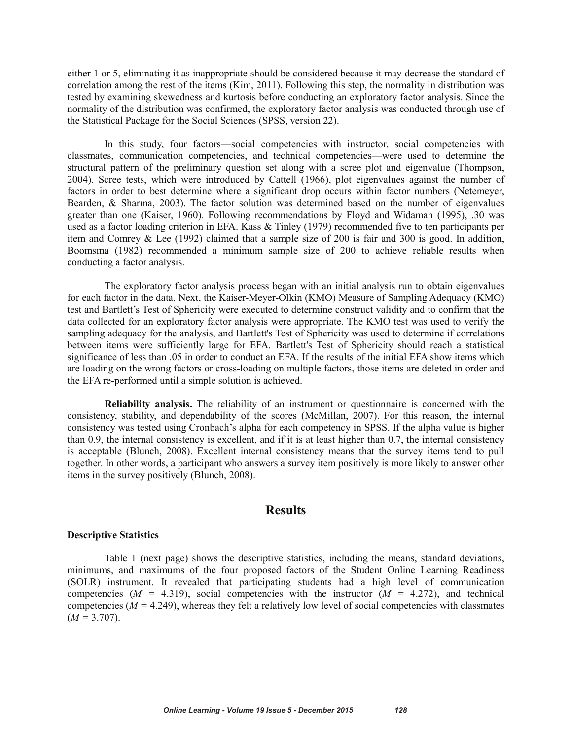either 1 or 5, eliminating it as inappropriate should be considered because it may decrease the standard of correlation among the rest of the items (Kim, 2011). Following this step, the normality in distribution was tested by examining skewedness and kurtosis before conducting an exploratory factor analysis. Since the normality of the distribution was confirmed, the exploratory factor analysis was conducted through use of the Statistical Package for the Social Sciences (SPSS, version 22).

In this study, four factors—social competencies with instructor, social competencies with classmates, communication competencies, and technical competencies—were used to determine the structural pattern of the preliminary question set along with a scree plot and eigenvalue (Thompson, 2004). Scree tests, which were introduced by Cattell (1966), plot eigenvalues against the number of factors in order to best determine where a significant drop occurs within factor numbers (Netemeyer, Bearden, & Sharma, 2003). The factor solution was determined based on the number of eigenvalues greater than one (Kaiser, 1960). Following recommendations by Floyd and Widaman (1995), .30 was used as a factor loading criterion in EFA. Kass & Tinley (1979) recommended five to ten participants per item and Comrey & Lee (1992) claimed that a sample size of 200 is fair and 300 is good. In addition, Boomsma (1982) recommended a minimum sample size of 200 to achieve reliable results when conducting a factor analysis.

The exploratory factor analysis process began with an initial analysis run to obtain eigenvalues for each factor in the data. Next, the Kaiser-Meyer-Olkin (KMO) Measure of Sampling Adequacy (KMO) test and Bartlett's Test of Sphericity were executed to determine construct validity and to confirm that the data collected for an exploratory factor analysis were appropriate. The KMO test was used to verify the sampling adequacy for the analysis, and Bartlett's Test of Sphericity was used to determine if correlations between items were sufficiently large for EFA. Bartlett's Test of Sphericity should reach a statistical significance of less than .05 in order to conduct an EFA. If the results of the initial EFA show items which are loading on the wrong factors or cross-loading on multiple factors, those items are deleted in order and the EFA re-performed until a simple solution is achieved.

**Reliability analysis.** The reliability of an instrument or questionnaire is concerned with the consistency, stability, and dependability of the scores (McMillan, 2007). For this reason, the internal consistency was tested using Cronbach's alpha for each competency in SPSS. If the alpha value is higher than 0.9, the internal consistency is excellent, and if it is at least higher than 0.7, the internal consistency is acceptable (Blunch, 2008). Excellent internal consistency means that the survey items tend to pull together. In other words, a participant who answers a survey item positively is more likely to answer other items in the survey positively (Blunch, 2008).

## Results

### Descriptive Statistics

Table 1 (next page) shows the descriptive statistics, including the means, standard deviations, minimums, and maximums of the four proposed factors of the Student Online Learning Readiness (SOLR) instrument. It revealed that participating students had a high level of communication competencies ($M$ = 4.319), social competencies with the instructor ($M$ = 4.272), and technical competencies ($M$ = 4.249), whereas they felt a relatively low level of social competencies with classmates ($M$ = 3.707).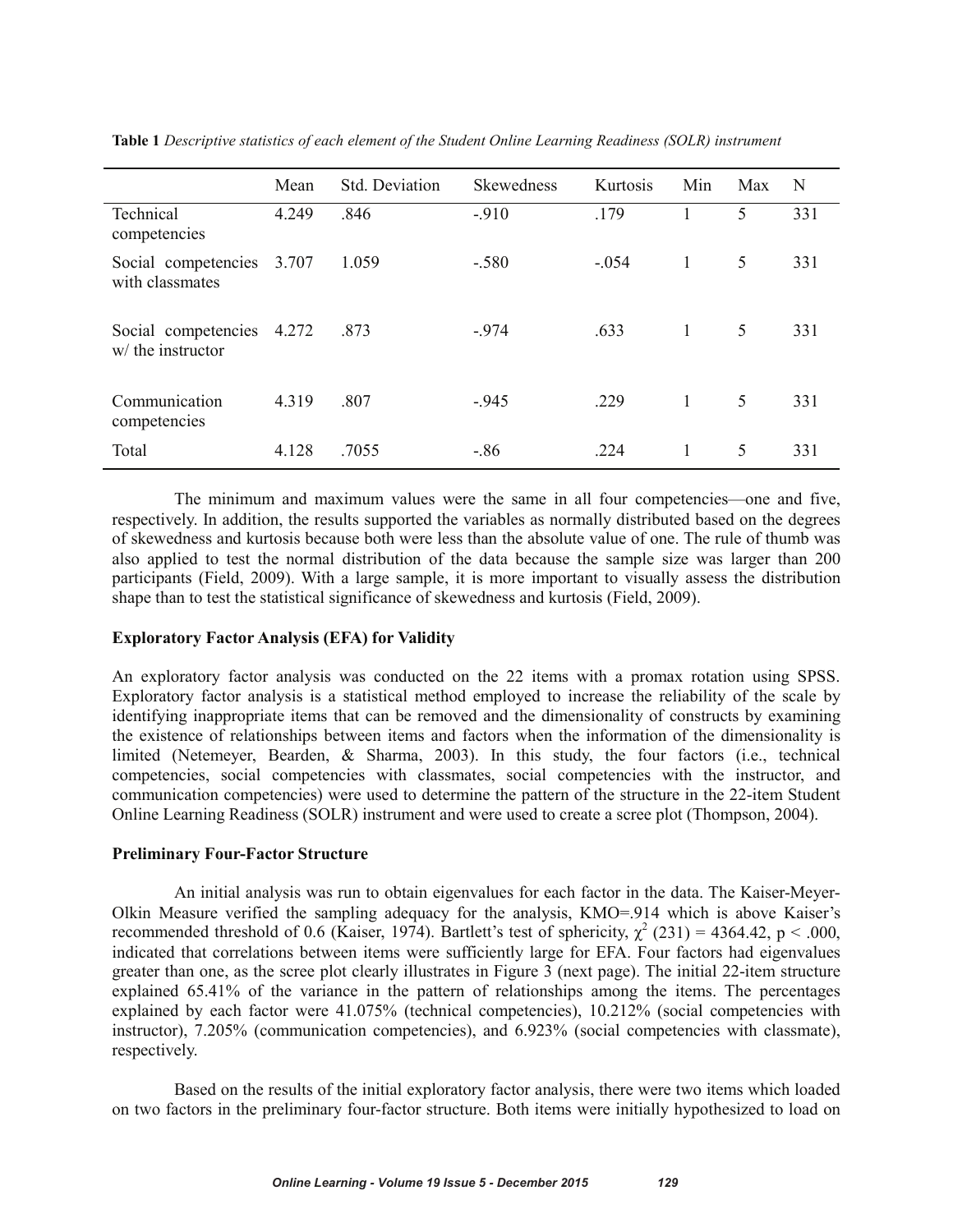**Table 1** *Descriptive statistics of each element of the Student Online Learning Readiness (SOLR) instrument*

| | Mean | Std. Deviation | Skewedness | Kurtosis | Min | Max | N |
|---|---|---|---|---|---|---|---|
| Technical competencies | 4.249 | .846 | -.910 | .179 | 1 | 5 | 331 |
| Social competencies with classmates | 3.707 | 1.059 | -.580 | -.054 | 1 | 5 | 331 |
| Social competencies w/ the instructor | 4.272 | .873 | -.974 | .633 | 1 | 5 | 331 |
| Communication competencies | 4.319 | .807 | -.945 | .229 | 1 | 5 | 331 |
| Total | 4.128 | .7055 | -.86 | .224 | 1 | 5 | 331 |

The minimum and maximum values were the same in all four competencies—one and five, respectively. In addition, the results supported the variables as normally distributed based on the degrees of skewedness and kurtosis because both were less than the absolute value of one. The rule of thumb was also applied to test the normal distribution of the data because the sample size was larger than 200 participants (Field, 2009). With a large sample, it is more important to visually assess the distribution shape than to test the statistical significance of skewedness and kurtosis (Field, 2009).

**Exploratory Factor Analysis (EFA) for Validity**

An exploratory factor analysis was conducted on the 22 items with a promax rotation using SPSS. Exploratory factor analysis is a statistical method employed to increase the reliability of the scale by identifying inappropriate items that can be removed and the dimensionality of constructs by examining the existence of relationships between items and factors when the information of the dimensionality is limited (Netemeyer, Bearden, & Sharma, 2003). In this study, the four factors (i.e., technical competencies, social competencies with classmates, social competencies with the instructor, and communication competencies) were used to determine the pattern of the structure in the 22-item Student Online Learning Readiness (SOLR) instrument and were used to create a scree plot (Thompson, 2004).

**Preliminary Four-Factor Structure**

An initial analysis was run to obtain eigenvalues for each factor in the data. The Kaiser-Meyer-Olkin Measure verified the sampling adequacy for the analysis, KMO=.914 which is above Kaiser's recommended threshold of 0.6 (Kaiser, 1974). Bartlett's test of sphericity, $\chi^2$ (231) = 4364.42, $p < .000$, indicated that correlations between items were sufficiently large for EFA. Four factors had eigenvalues greater than one, as the scree plot clearly illustrates in Figure 3 (next page). The initial 22-item structure explained 65.41% of the variance in the pattern of relationships among the items. The percentages explained by each factor were 41.075% (technical competencies), 10.212% (social competencies with instructor), 7.205% (communication competencies), and 6.923% (social competencies with classmate), respectively.

Based on the results of the initial exploratory factor analysis, there were two items which loaded on two factors in the preliminary four-factor structure. Both items were initially hypothesized to load on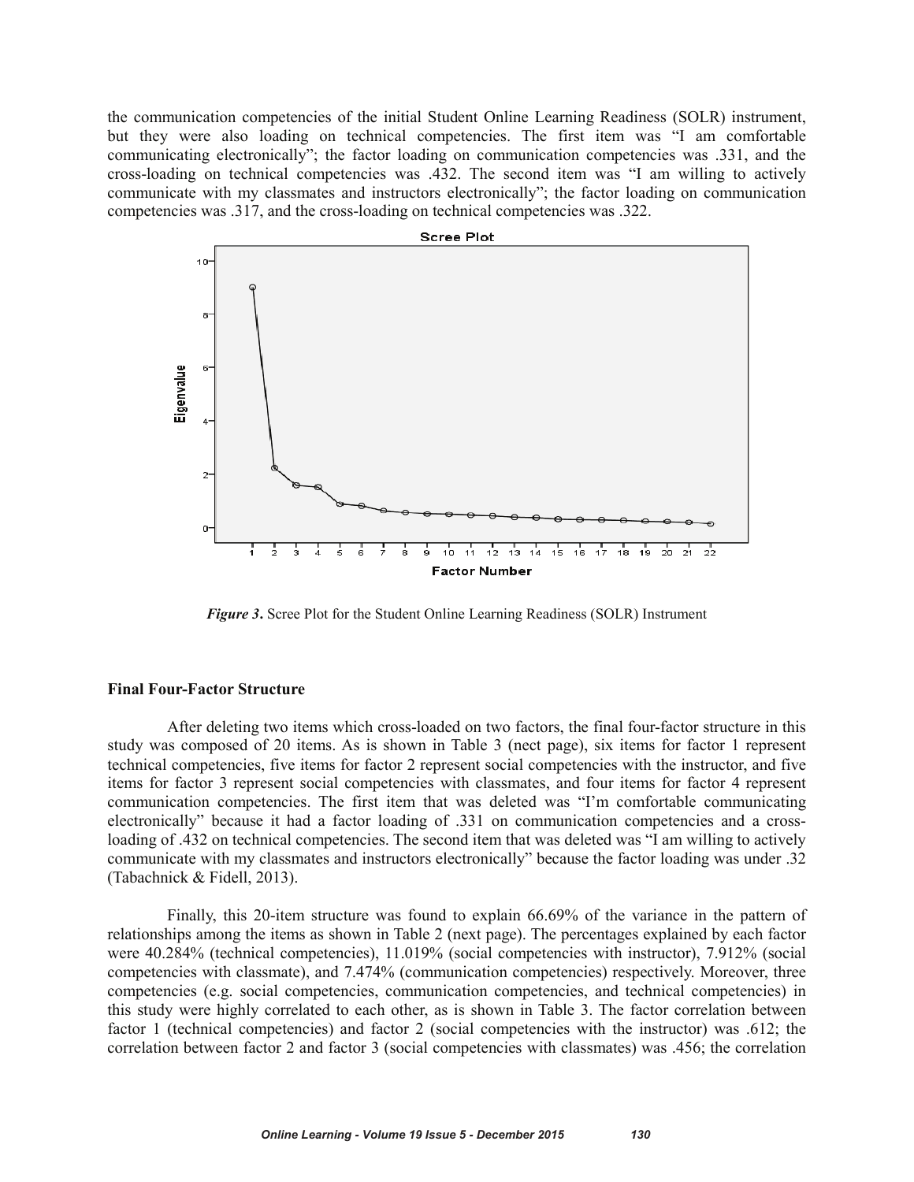the communication competencies of the initial Student Online Learning Readiness (SOLR) instrument, but they were also loading on technical competencies. The first item was "I am comfortable communicating electronically"; the factor loading on communication competencies was .331, and the cross-loading on technical competencies was .432. The second item was "I am willing to actively communicate with my classmates and instructors electronically"; the factor loading on communication competencies was .317, and the cross-loading on technical competencies was .322.

***Figure 3*.** Scree Plot for the Student Online Learning Readiness (SOLR) Instrument

### Final Four-Factor Structure

After deleting two items which cross-loaded on two factors, the final four-factor structure in this study was composed of 20 items. As is shown in Table 3 (nect page), six items for factor 1 represent technical competencies, five items for factor 2 represent social competencies with the instructor, and five items for factor 3 represent social competencies with classmates, and four items for factor 4 represent communication competencies. The first item that was deleted was "I'm comfortable communicating electronically" because it had a factor loading of .331 on communication competencies and a cross-loading of .432 on technical competencies. The second item that was deleted was "I am willing to actively communicate with my classmates and instructors electronically" because the factor loading was under .32 (Tabachnick & Fidell, 2013).

Finally, this 20-item structure was found to explain 66.69% of the variance in the pattern of relationships among the items as shown in Table 2 (next page). The percentages explained by each factor were 40.284% (technical competencies), 11.019% (social competencies with instructor), 7.912% (social competencies with classmate), and 7.474% (communication competencies) respectively. Moreover, three competencies (e.g. social competencies, communication competencies, and technical competencies) in this study were highly correlated to each other, as is shown in Table 3. The factor correlation between factor 1 (technical competencies) and factor 2 (social competencies with the instructor) was .612; the correlation between factor 2 and factor 3 (social competencies with classmates) was .456; the correlation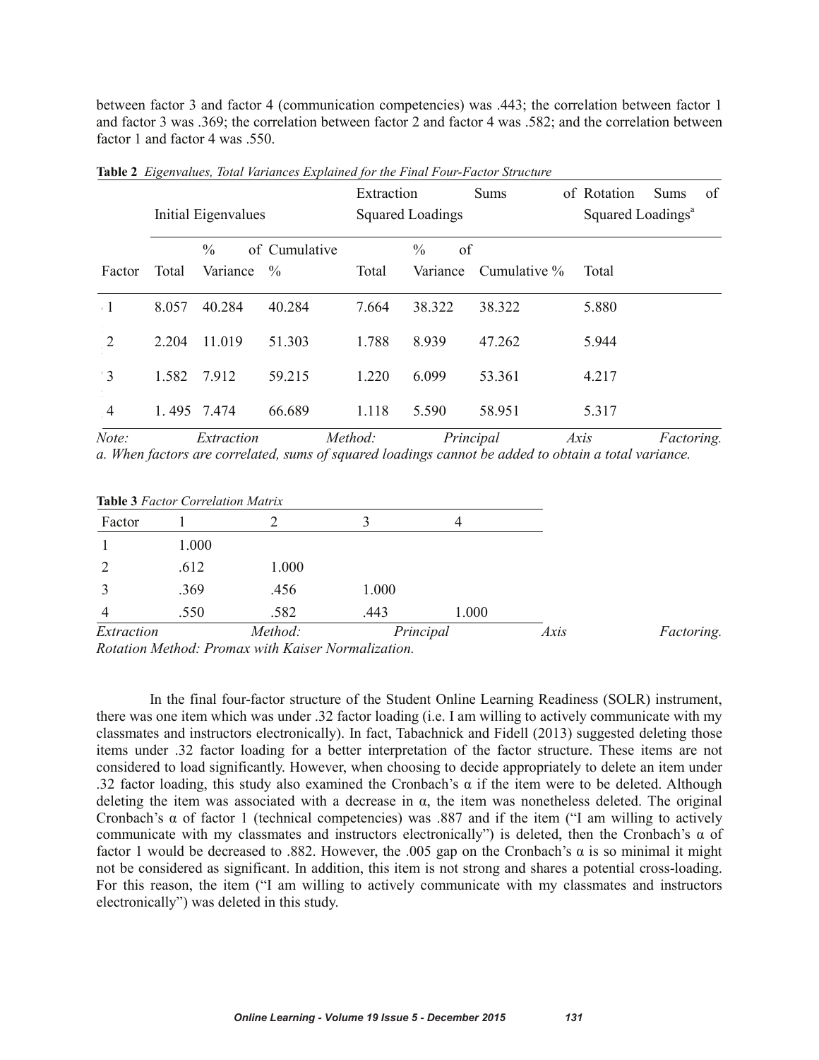between factor 3 and factor 4 (communication competencies) was .443; the correlation between factor 1 and factor 3 was .369; the correlation between factor 2 and factor 4 was .582; and the correlation between factor 1 and factor 4 was .550.

**Table 2** *Eigenvalues, Total Variances Explained for the Final Four-Factor Structure*

| | Initial Eigenvalues | | | Extraction Sums of Squared Loadings | | | Rotation Sums of Squared Loadings[a] |
|---|---|---|---|---|---|---|---|
| Factor | Total | % of Variance | Cumulative % | Total | % of Variance | Cumulative % | Total |
| 1 | 8.057 | 40.284 | 40.284 | 7.664 | 38.322 | 38.322 | 5.880 |
| 2 | 2.204 | 11.019 | 51.303 | 1.788 | 8.939 | 47.262 | 5.944 |
| 3 | 1.582 | 7.912 | 59.215 | 1.220 | 6.099 | 53.361 | 4.217 |
| 4 | 1. 495 | 7.474 | 66.689 | 1.118 | 5.590 | 58.951 | 5.317 |

*Note: Extraction Method: Principal Axis Factoring.*
*a. When factors are correlated, sums of squared loadings cannot be added to obtain a total variance.*

**Table 3** *Factor Correlation Matrix*

| Factor | 1 | 2 | 3 | 4 |
|---|---|---|---|---|
| 1 | 1.000 | | | |
| 2 | .612 | 1.000 | | |
| 3 | .369 | .456 | 1.000 | |
| 4 | .550 | .582 | .443 | 1.000 |

*Extraction Method: Principal Axis Factoring.*
*Rotation Method: Promax with Kaiser Normalization.*

In the final four-factor structure of the Student Online Learning Readiness (SOLR) instrument, there was one item which was under .32 factor loading (i.e. I am willing to actively communicate with my classmates and instructors electronically). In fact, Tabachnick and Fidell (2013) suggested deleting those items under .32 factor loading for a better interpretation of the factor structure. These items are not considered to load significantly. However, when choosing to decide appropriately to delete an item under .32 factor loading, this study also examined the Cronbach's α if the item were to be deleted. Although deleting the item was associated with a decrease in α, the item was nonetheless deleted. The original Cronbach's α of factor 1 (technical competencies) was .887 and if the item ("I am willing to actively communicate with my classmates and instructors electronically") is deleted, then the Cronbach's α of factor 1 would be decreased to .882. However, the .005 gap on the Cronbach's α is so minimal it might not be considered as significant. In addition, this item is not strong and shares a potential cross-loading. For this reason, the item ("I am willing to actively communicate with my classmates and instructors electronically") was deleted in this study.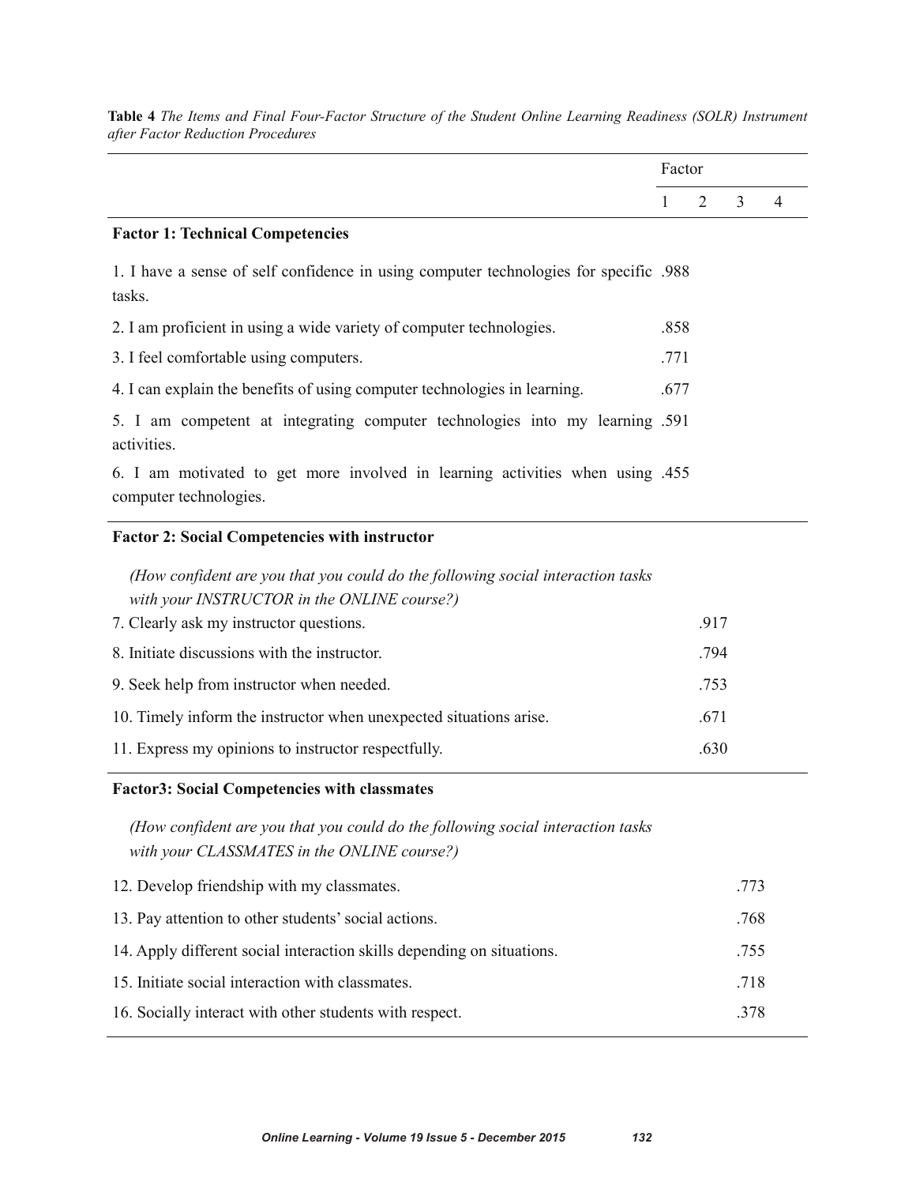**Table 4** *The Items and Final Four-Factor Structure of the Student Online Learning Readiness (SOLR) Instrument after Factor Reduction Procedures*

| | Factor | | | |
|---|---|---|---|---|
| | 1 | 2 | 3 | 4 |
| **Factor 1: Technical Competencies** | | | | |
| 1. I have a sense of self confidence in using computer technologies for specific tasks. | .988 | | | |
| 2. I am proficient in using a wide variety of computer technologies. | .858 | | | |
| 3. I feel comfortable using computers. | .771 | | | |
| 4. I can explain the benefits of using computer technologies in learning. | .677 | | | |
| 5. I am competent at integrating computer technologies into my learning activities. | .591 | | | |
| 6. I am motivated to get more involved in learning activities when using computer technologies. | .455 | | | |
| **Factor 2: Social Competencies with instructor** | | | | |
| *(How confident are you that you could do the following social interaction tasks with your INSTRUCTOR in the ONLINE course?)* | | | | |
| 7. Clearly ask my instructor questions. | | .917 | | |
| 8. Initiate discussions with the instructor. | | .794 | | |
| 9. Seek help from instructor when needed. | | .753 | | |
| 10. Timely inform the instructor when unexpected situations arise. | | .671 | | |
| 11. Express my opinions to instructor respectfully. | | .630 | | |
| **Factor3: Social Competencies with classmates** | | | | |
| *(How confident are you that you could do the following social interaction tasks with your CLASSMATES in the ONLINE course?)* | | | | |
| 12. Develop friendship with my classmates. | | | .773 | |
| 13. Pay attention to other students' social actions. | | | .768 | |
| 14. Apply different social interaction skills depending on situations. | | | .755 | |
| 15. Initiate social interaction with classmates. | | | .718 | |
| 16. Socially interact with other students with respect. | | | .378 | |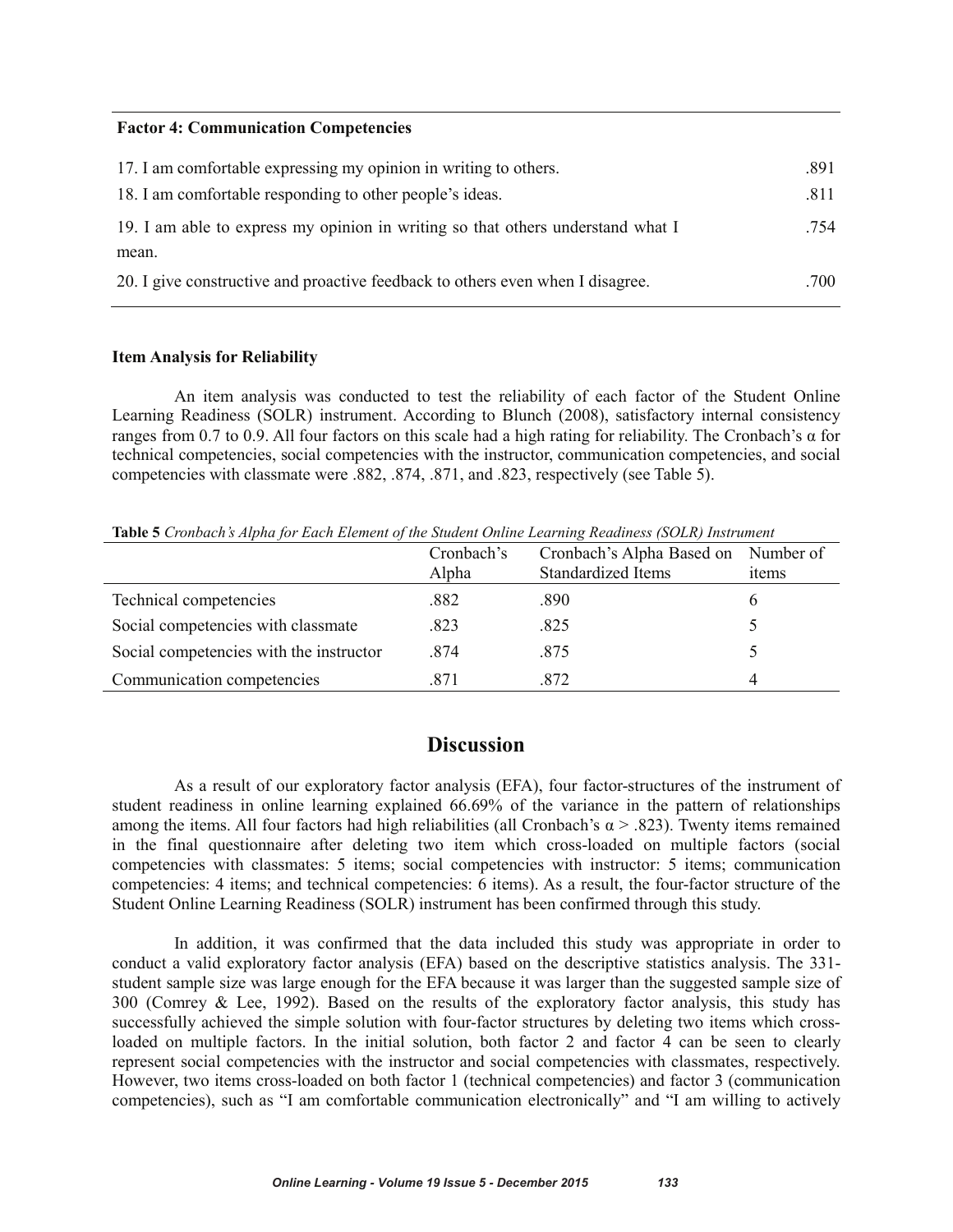| **Factor 4: Communication Competencies** | |
|---|---|
| 17. I am comfortable expressing my opinion in writing to others. | .891 |
| 18. I am comfortable responding to other people's ideas. | .811 |
| 19. I am able to express my opinion in writing so that others understand what I mean. | .754 |
| 20. I give constructive and proactive feedback to others even when I disagree. | .700 |

**Item Analysis for Reliability**

An item analysis was conducted to test the reliability of each factor of the Student Online Learning Readiness (SOLR) instrument. According to Blunch (2008), satisfactory internal consistency ranges from 0.7 to 0.9. All four factors on this scale had a high rating for reliability. The Cronbach's α for technical competencies, social competencies with the instructor, communication competencies, and social competencies with classmate were .882, .874, .871, and .823, respectively (see Table 5).

**Table 5** *Cronbach's Alpha for Each Element of the Student Online Learning Readiness (SOLR) Instrument*

| | Cronbach's Alpha | Cronbach's Alpha Based on Standardized Items | Number of items |
|---|---|---|---|
| Technical competencies | .882 | .890 | 6 |
| Social competencies with classmate | .823 | .825 | 5 |
| Social competencies with the instructor | .874 | .875 | 5 |
| Communication competencies | .871 | .872 | 4 |

# Discussion

As a result of our exploratory factor analysis (EFA), four factor-structures of the instrument of student readiness in online learning explained 66.69% of the variance in the pattern of relationships among the items. All four factors had high reliabilities (all Cronbach's $\alpha > .823$). Twenty items remained in the final questionnaire after deleting two item which cross-loaded on multiple factors (social competencies with classmates: 5 items; social competencies with instructor: 5 items; communication competencies: 4 items; and technical competencies: 6 items). As a result, the four-factor structure of the Student Online Learning Readiness (SOLR) instrument has been confirmed through this study.

In addition, it was confirmed that the data included this study was appropriate in order to conduct a valid exploratory factor analysis (EFA) based on the descriptive statistics analysis. The 331-student sample size was large enough for the EFA because it was larger than the suggested sample size of 300 (Comrey & Lee, 1992). Based on the results of the exploratory factor analysis, this study has successfully achieved the simple solution with four-factor structures by deleting two items which cross-loaded on multiple factors. In the initial solution, both factor 2 and factor 4 can be seen to clearly represent social competencies with the instructor and social competencies with classmates, respectively. However, two items cross-loaded on both factor 1 (technical competencies) and factor 3 (communication competencies), such as "I am comfortable communication electronically" and "I am willing to actively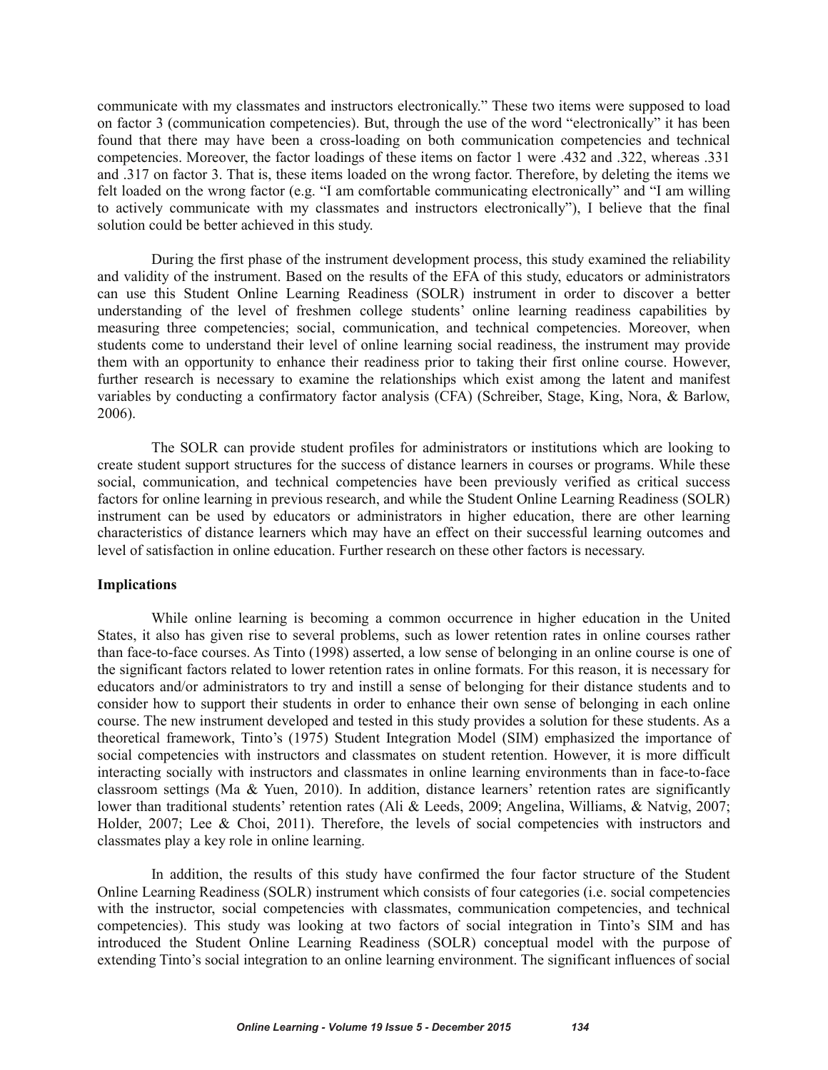communicate with my classmates and instructors electronically." These two items were supposed to load on factor 3 (communication competencies). But, through the use of the word "electronically" it has been found that there may have been a cross-loading on both communication competencies and technical competencies. Moreover, the factor loadings of these items on factor 1 were .432 and .322, whereas .331 and .317 on factor 3. That is, these items loaded on the wrong factor. Therefore, by deleting the items we felt loaded on the wrong factor (e.g. "I am comfortable communicating electronically" and "I am willing to actively communicate with my classmates and instructors electronically"), I believe that the final solution could be better achieved in this study.

During the first phase of the instrument development process, this study examined the reliability and validity of the instrument. Based on the results of the EFA of this study, educators or administrators can use this Student Online Learning Readiness (SOLR) instrument in order to discover a better understanding of the level of freshmen college students' online learning readiness capabilities by measuring three competencies; social, communication, and technical competencies. Moreover, when students come to understand their level of online learning social readiness, the instrument may provide them with an opportunity to enhance their readiness prior to taking their first online course. However, further research is necessary to examine the relationships which exist among the latent and manifest variables by conducting a confirmatory factor analysis (CFA) (Schreiber, Stage, King, Nora, & Barlow, 2006).

The SOLR can provide student profiles for administrators or institutions which are looking to create student support structures for the success of distance learners in courses or programs. While these social, communication, and technical competencies have been previously verified as critical success factors for online learning in previous research, and while the Student Online Learning Readiness (SOLR) instrument can be used by educators or administrators in higher education, there are other learning characteristics of distance learners which may have an effect on their successful learning outcomes and level of satisfaction in online education. Further research on these other factors is necessary.

**Implications**

While online learning is becoming a common occurrence in higher education in the United States, it also has given rise to several problems, such as lower retention rates in online courses rather than face-to-face courses. As Tinto (1998) asserted, a low sense of belonging in an online course is one of the significant factors related to lower retention rates in online formats. For this reason, it is necessary for educators and/or administrators to try and instill a sense of belonging for their distance students and to consider how to support their students in order to enhance their own sense of belonging in each online course. The new instrument developed and tested in this study provides a solution for these students. As a theoretical framework, Tinto's (1975) Student Integration Model (SIM) emphasized the importance of social competencies with instructors and classmates on student retention. However, it is more difficult interacting socially with instructors and classmates in online learning environments than in face-to-face classroom settings (Ma & Yuen, 2010). In addition, distance learners' retention rates are significantly lower than traditional students' retention rates (Ali & Leeds, 2009; Angelina, Williams, & Natvig, 2007; Holder, 2007; Lee & Choi, 2011). Therefore, the levels of social competencies with instructors and classmates play a key role in online learning.

In addition, the results of this study have confirmed the four factor structure of the Student Online Learning Readiness (SOLR) instrument which consists of four categories (i.e. social competencies with the instructor, social competencies with classmates, communication competencies, and technical competencies). This study was looking at two factors of social integration in Tinto's SIM and has introduced the Student Online Learning Readiness (SOLR) conceptual model with the purpose of extending Tinto's social integration to an online learning environment. The significant influences of social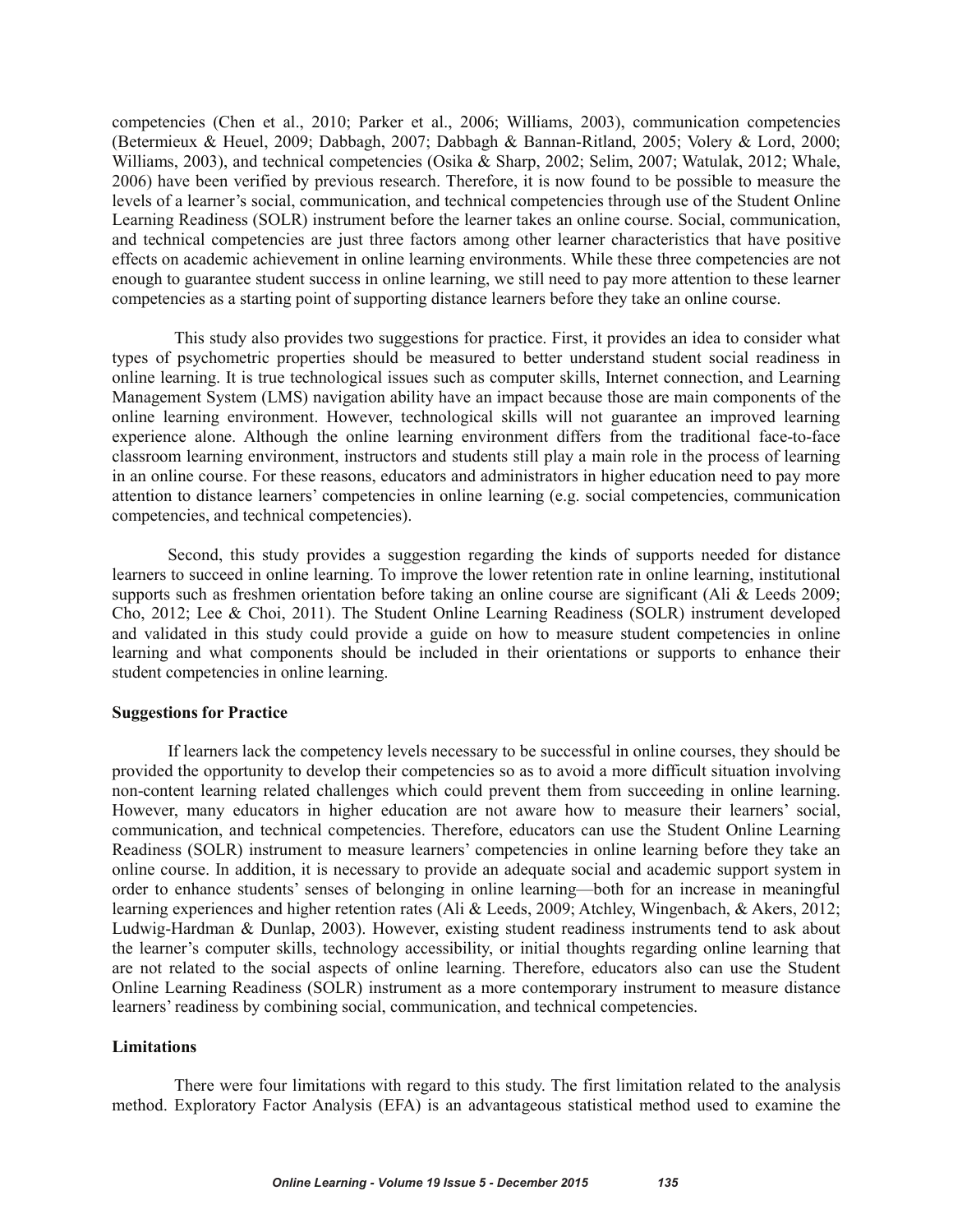competencies (Chen et al., 2010; Parker et al., 2006; Williams, 2003), communication competencies (Betermieux & Heuel, 2009; Dabbagh, 2007; Dabbagh & Bannan-Ritland, 2005; Volery & Lord, 2000; Williams, 2003), and technical competencies (Osika & Sharp, 2002; Selim, 2007; Watulak, 2012; Whale, 2006) have been verified by previous research. Therefore, it is now found to be possible to measure the levels of a learner's social, communication, and technical competencies through use of the Student Online Learning Readiness (SOLR) instrument before the learner takes an online course. Social, communication, and technical competencies are just three factors among other learner characteristics that have positive effects on academic achievement in online learning environments. While these three competencies are not enough to guarantee student success in online learning, we still need to pay more attention to these learner competencies as a starting point of supporting distance learners before they take an online course.

This study also provides two suggestions for practice. First, it provides an idea to consider what types of psychometric properties should be measured to better understand student social readiness in online learning. It is true technological issues such as computer skills, Internet connection, and Learning Management System (LMS) navigation ability have an impact because those are main components of the online learning environment. However, technological skills will not guarantee an improved learning experience alone. Although the online learning environment differs from the traditional face-to-face classroom learning environment, instructors and students still play a main role in the process of learning in an online course. For these reasons, educators and administrators in higher education need to pay more attention to distance learners' competencies in online learning (e.g. social competencies, communication competencies, and technical competencies).

Second, this study provides a suggestion regarding the kinds of supports needed for distance learners to succeed in online learning. To improve the lower retention rate in online learning, institutional supports such as freshmen orientation before taking an online course are significant (Ali & Leeds 2009; Cho, 2012; Lee & Choi, 2011). The Student Online Learning Readiness (SOLR) instrument developed and validated in this study could provide a guide on how to measure student competencies in online learning and what components should be included in their orientations or supports to enhance their student competencies in online learning.

**Suggestions for Practice**

If learners lack the competency levels necessary to be successful in online courses, they should be provided the opportunity to develop their competencies so as to avoid a more difficult situation involving non-content learning related challenges which could prevent them from succeeding in online learning. However, many educators in higher education are not aware how to measure their learners' social, communication, and technical competencies. Therefore, educators can use the Student Online Learning Readiness (SOLR) instrument to measure learners' competencies in online learning before they take an online course. In addition, it is necessary to provide an adequate social and academic support system in order to enhance students' senses of belonging in online learning—both for an increase in meaningful learning experiences and higher retention rates (Ali & Leeds, 2009; Atchley, Wingenbach, & Akers, 2012; Ludwig-Hardman & Dunlap, 2003). However, existing student readiness instruments tend to ask about the learner's computer skills, technology accessibility, or initial thoughts regarding online learning that are not related to the social aspects of online learning. Therefore, educators also can use the Student Online Learning Readiness (SOLR) instrument as a more contemporary instrument to measure distance learners' readiness by combining social, communication, and technical competencies.

**Limitations**

There were four limitations with regard to this study. The first limitation related to the analysis method. Exploratory Factor Analysis (EFA) is an advantageous statistical method used to examine the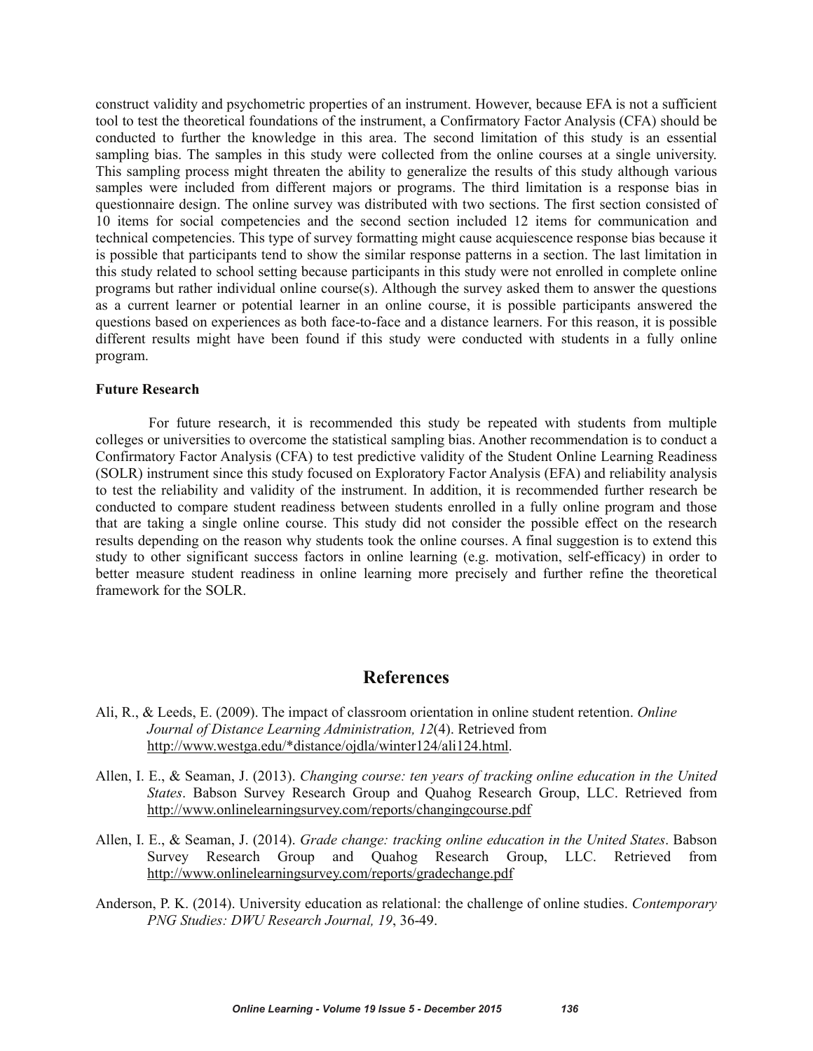construct validity and psychometric properties of an instrument. However, because EFA is not a sufficient tool to test the theoretical foundations of the instrument, a Confirmatory Factor Analysis (CFA) should be conducted to further the knowledge in this area. The second limitation of this study is an essential sampling bias. The samples in this study were collected from the online courses at a single university. This sampling process might threaten the ability to generalize the results of this study although various samples were included from different majors or programs. The third limitation is a response bias in questionnaire design. The online survey was distributed with two sections. The first section consisted of 10 items for social competencies and the second section included 12 items for communication and technical competencies. This type of survey formatting might cause acquiescence response bias because it is possible that participants tend to show the similar response patterns in a section. The last limitation in this study related to school setting because participants in this study were not enrolled in complete online programs but rather individual online course(s). Although the survey asked them to answer the questions as a current learner or potential learner in an online course, it is possible participants answered the questions based on experiences as both face-to-face and a distance learners. For this reason, it is possible different results might have been found if this study were conducted with students in a fully online program.

**Future Research**

For future research, it is recommended this study be repeated with students from multiple colleges or universities to overcome the statistical sampling bias. Another recommendation is to conduct a Confirmatory Factor Analysis (CFA) to test predictive validity of the Student Online Learning Readiness (SOLR) instrument since this study focused on Exploratory Factor Analysis (EFA) and reliability analysis to test the reliability and validity of the instrument. In addition, it is recommended further research be conducted to compare student readiness between students enrolled in a fully online program and those that are taking a single online course. This study did not consider the possible effect on the research results depending on the reason why students took the online courses. A final suggestion is to extend this study to other significant success factors in online learning (e.g. motivation, self-efficacy) in order to better measure student readiness in online learning more precisely and further refine the theoretical framework for the SOLR.

## References

Ali, R., & Leeds, E. (2009). The impact of classroom orientation in online student retention. *Online Journal of Distance Learning Administration, 12*(4). Retrieved from http://www.westga.edu/*distance/ojdla/winter124/ali124.html.

Allen, I. E., & Seaman, J. (2013). *Changing course: ten years of tracking online education in the United States*. Babson Survey Research Group and Quahog Research Group, LLC. Retrieved from http://www.onlinelearningsurvey.com/reports/changingcourse.pdf

Allen, I. E., & Seaman, J. (2014). *Grade change: tracking online education in the United States*. Babson Survey Research Group and Quahog Research Group, LLC. Retrieved from http://www.onlinelearningsurvey.com/reports/gradechange.pdf

Anderson, P. K. (2014). University education as relational: the challenge of online studies. *Contemporary PNG Studies: DWU Research Journal, 19*, 36-49.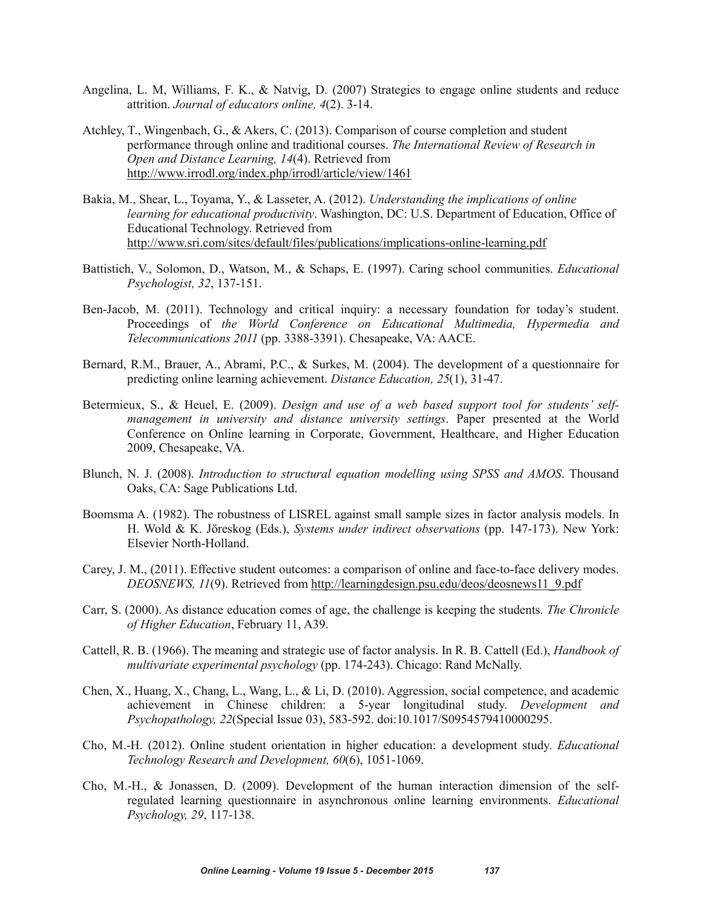Angelina, L. M, Williams, F. K., & Natvig, D. (2007) Strategies to engage online students and reduce attrition. *Journal of educators online, 4*(2). 3-14.

Atchley, T., Wingenbach, G., & Akers, C. (2013). Comparison of course completion and student performance through online and traditional courses. *The International Review of Research in Open and Distance Learning, 14*(4). Retrieved from http://www.irrodl.org/index.php/irrodl/article/view/1461

Bakia, M., Shear, L., Toyama, Y., & Lasseter, A. (2012). *Understanding the implications of online learning for educational productivity*. Washington, DC: U.S. Department of Education, Office of Educational Technology. Retrieved from http://www.sri.com/sites/default/files/publications/implications-online-learning.pdf

Battistich, V., Solomon, D., Watson, M., & Schaps, E. (1997). Caring school communities. *Educational Psychologist, 32*, 137-151.

Ben-Jacob, M. (2011). Technology and critical inquiry: a necessary foundation for today's student. Proceedings of *the World Conference on Educational Multimedia, Hypermedia and Telecommunications 2011* (pp. 3388-3391). Chesapeake, VA: AACE.

Bernard, R.M., Brauer, A., Abrami, P.C., & Surkes, M. (2004). The development of a questionnaire for predicting online learning achievement. *Distance Education, 25*(1), 31-47.

Betermieux, S., & Heuel, E. (2009). *Design and use of a web based support tool for students' self-management in university and distance university settings*. Paper presented at the World Conference on Online learning in Corporate, Government, Healthcare, and Higher Education 2009, Chesapeake, VA.

Blunch, N. J. (2008). *Introduction to structural equation modelling using SPSS and AMOS*. Thousand Oaks, CA: Sage Publications Ltd.

Boomsma A. (1982). The robustness of LISREL against small sample sizes in factor analysis models. In H. Wold & K. Jöreskog (Eds.), *Systems under indirect observations* (pp. 147-173). New York: Elsevier North-Holland.

Carey, J. M., (2011). Effective student outcomes: a comparison of online and face-to-face delivery modes. *DEOSNEWS, 11*(9). Retrieved from http://learningdesign.psu.edu/deos/deosnews11_9.pdf

Carr, S. (2000). As distance education comes of age, the challenge is keeping the students. *The Chronicle of Higher Education*, February 11, A39.

Cattell, R. B. (1966). The meaning and strategic use of factor analysis. In R. B. Cattell (Ed.), *Handbook of multivariate experimental psychology* (pp. 174-243). Chicago: Rand McNally.

Chen, X., Huang, X., Chang, L., Wang, L., & Li, D. (2010). Aggression, social competence, and academic achievement in Chinese children: a 5-year longitudinal study. *Development and Psychopathology, 22*(Special Issue 03), 583-592. doi:10.1017/S0954579410000295.

Cho, M.-H. (2012). Online student orientation in higher education: a development study. *Educational Technology Research and Development, 60*(6), 1051-1069.

Cho, M.-H., & Jonassen, D. (2009). Development of the human interaction dimension of the self-regulated learning questionnaire in asynchronous online learning environments. *Educational Psychology, 29*, 117-138.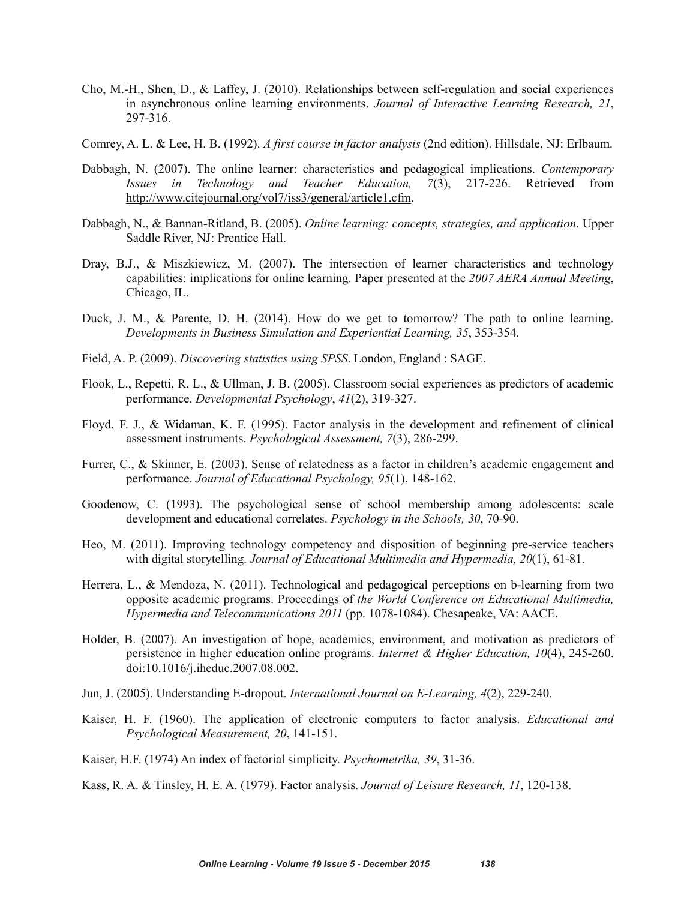Cho, M.-H., Shen, D., & Laffey, J. (2010). Relationships between self-regulation and social experiences in asynchronous online learning environments. *Journal of Interactive Learning Research, 21*, 297-316.

Comrey, A. L. & Lee, H. B. (1992). *A first course in factor analysis* (2nd edition). Hillsdale, NJ: Erlbaum.

Dabbagh, N. (2007). The online learner: characteristics and pedagogical implications. *Contemporary Issues in Technology and Teacher Education, 7*(3), 217-226. Retrieved from http://www.citejournal.org/vol7/iss3/general/article1.cfm.

Dabbagh, N., & Bannan-Ritland, B. (2005). *Online learning: concepts, strategies, and application*. Upper Saddle River, NJ: Prentice Hall.

Dray, B.J., & Miszkiewicz, M. (2007). The intersection of learner characteristics and technology capabilities: implications for online learning. Paper presented at the *2007 AERA Annual Meeting*, Chicago, IL.

Duck, J. M., & Parente, D. H. (2014). How do we get to tomorrow? The path to online learning. *Developments in Business Simulation and Experiential Learning, 35*, 353-354.

Field, A. P. (2009). *Discovering statistics using SPSS*. London, England : SAGE.

Flook, L., Repetti, R. L., & Ullman, J. B. (2005). Classroom social experiences as predictors of academic performance. *Developmental Psychology*, *41*(2), 319-327.

Floyd, F. J., & Widaman, K. F. (1995). Factor analysis in the development and refinement of clinical assessment instruments. *Psychological Assessment, 7*(3), 286-299.

Furrer, C., & Skinner, E. (2003). Sense of relatedness as a factor in children's academic engagement and performance. *Journal of Educational Psychology, 95*(1), 148-162.

Goodenow, C. (1993). The psychological sense of school membership among adolescents: scale development and educational correlates. *Psychology in the Schools, 30*, 70-90.

Heo, M. (2011). Improving technology competency and disposition of beginning pre-service teachers with digital storytelling. *Journal of Educational Multimedia and Hypermedia, 20*(1), 61-81.

Herrera, L., & Mendoza, N. (2011). Technological and pedagogical perceptions on b-learning from two opposite academic programs. Proceedings of *the World Conference on Educational Multimedia, Hypermedia and Telecommunications 2011* (pp. 1078-1084). Chesapeake, VA: AACE.

Holder, B. (2007). An investigation of hope, academics, environment, and motivation as predictors of persistence in higher education online programs. *Internet & Higher Education, 10*(4), 245-260. doi:10.1016/j.iheduc.2007.08.002.

Jun, J. (2005). Understanding E-dropout. *International Journal on E-Learning, 4*(2), 229-240.

Kaiser, H. F. (1960). The application of electronic computers to factor analysis. *Educational and Psychological Measurement, 20*, 141-151.

Kaiser, H.F. (1974) An index of factorial simplicity. *Psychometrika, 39*, 31-36.

Kass, R. A. & Tinsley, H. E. A. (1979). Factor analysis. *Journal of Leisure Research, 11*, 120-138.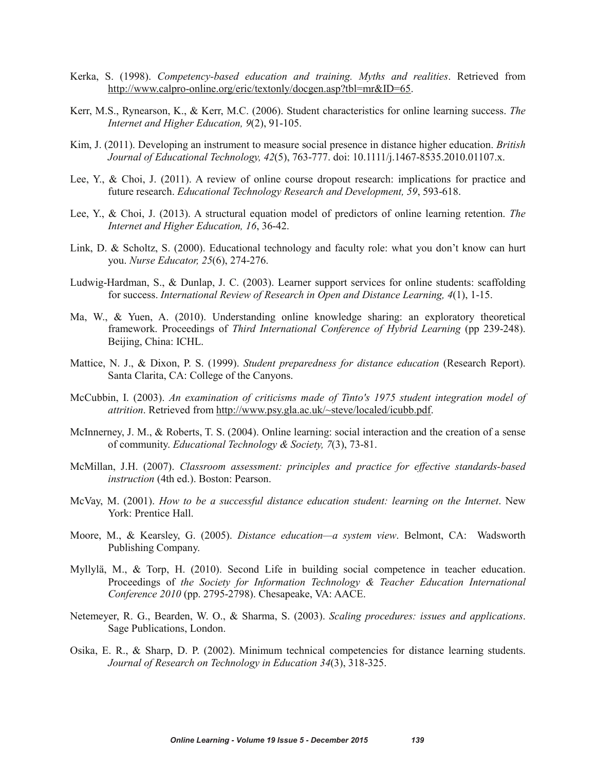Kerka, S. (1998). *Competency-based education and training. Myths and realities*. Retrieved from http://www.calpro-online.org/eric/textonly/docgen.asp?tbl=mr&ID=65.

Kerr, M.S., Rynearson, K., & Kerr, M.C. (2006). Student characteristics for online learning success. *The Internet and Higher Education, 9*(2), 91-105.

Kim, J. (2011). Developing an instrument to measure social presence in distance higher education. *British Journal of Educational Technology, 42*(5), 763-777. doi: 10.1111/j.1467-8535.2010.01107.x.

Lee, Y., & Choi, J. (2011). A review of online course dropout research: implications for practice and future research. *Educational Technology Research and Development, 59*, 593-618.

Lee, Y., & Choi, J. (2013). A structural equation model of predictors of online learning retention. *The Internet and Higher Education, 16*, 36-42.

Link, D. & Scholtz, S. (2000). Educational technology and faculty role: what you don't know can hurt you. *Nurse Educator, 25*(6), 274-276.

Ludwig-Hardman, S., & Dunlap, J. C. (2003). Learner support services for online students: scaffolding for success. *International Review of Research in Open and Distance Learning, 4*(1), 1-15.

Ma, W., & Yuen, A. (2010). Understanding online knowledge sharing: an exploratory theoretical framework. Proceedings of *Third International Conference of Hybrid Learning* (pp 239-248). Beijing, China: ICHL.

Mattice, N. J., & Dixon, P. S. (1999). *Student preparedness for distance education* (Research Report). Santa Clarita, CA: College of the Canyons.

McCubbin, I. (2003). *An examination of criticisms made of Tinto's 1975 student integration model of attrition*. Retrieved from http://www.psy.gla.ac.uk/~steve/localed/icubb.pdf.

McInnerney, J. M., & Roberts, T. S. (2004). Online learning: social interaction and the creation of a sense of community. *Educational Technology & Society, 7*(3), 73-81.

McMillan, J.H. (2007). *Classroom assessment: principles and practice for effective standards-based instruction* (4th ed.). Boston: Pearson.

McVay, M. (2001). *How to be a successful distance education student: learning on the Internet*. New York: Prentice Hall.

Moore, M., & Kearsley, G. (2005). *Distance education—a system view*. Belmont, CA: Wadsworth Publishing Company.

Myllylä, M., & Torp, H. (2010). Second Life in building social competence in teacher education. Proceedings of *the Society for Information Technology & Teacher Education International Conference 2010* (pp. 2795-2798). Chesapeake, VA: AACE.

Netemeyer, R. G., Bearden, W. O., & Sharma, S. (2003). *Scaling procedures: issues and applications*. Sage Publications, London.

Osika, E. R., & Sharp, D. P. (2002). Minimum technical competencies for distance learning students. *Journal of Research on Technology in Education 34*(3), 318-325.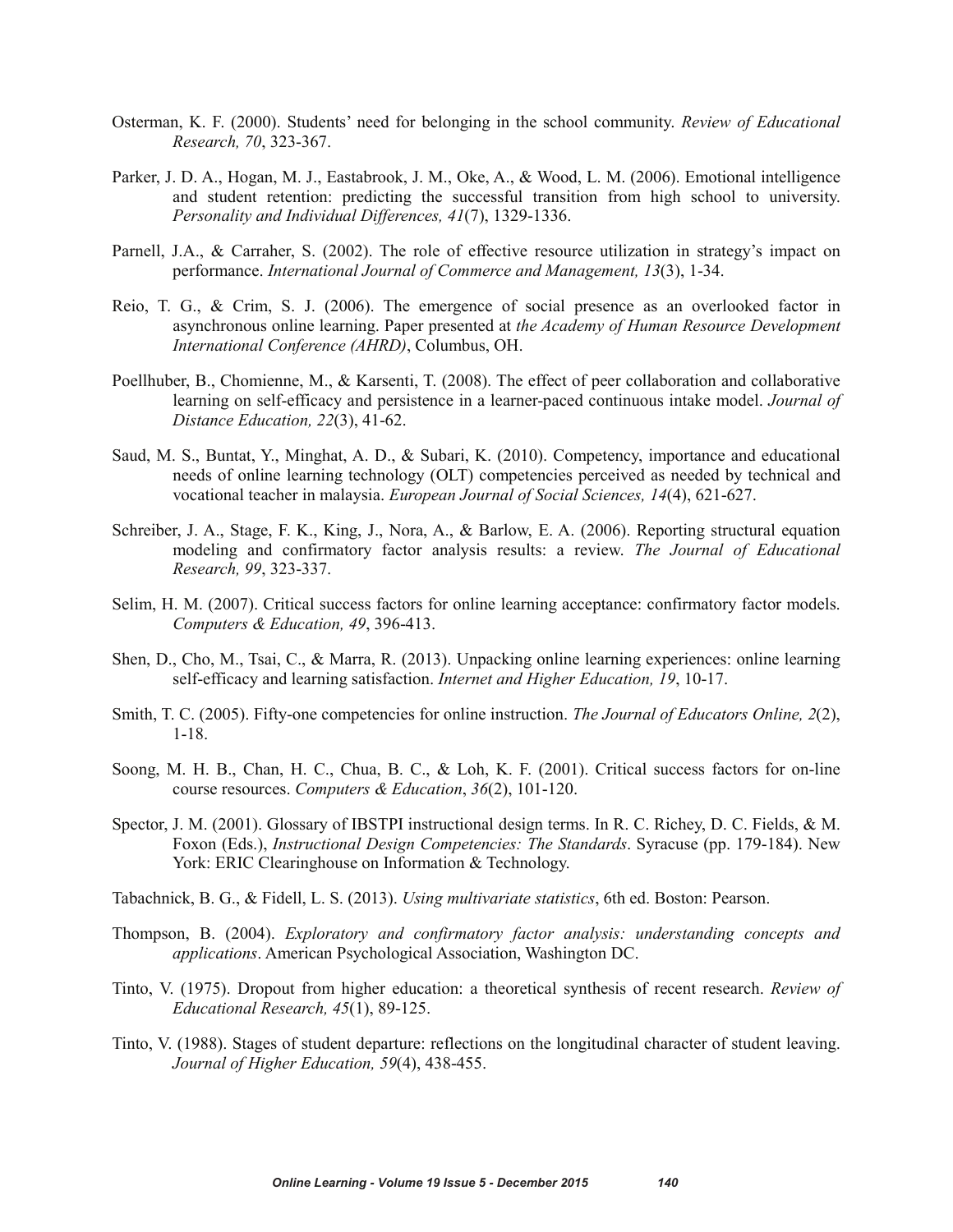Osterman, K. F. (2000). Students' need for belonging in the school community. *Review of Educational Research, 70*, 323-367.

Parker, J. D. A., Hogan, M. J., Eastabrook, J. M., Oke, A., & Wood, L. M. (2006). Emotional intelligence and student retention: predicting the successful transition from high school to university. *Personality and Individual Differences, 41*(7), 1329-1336.

Parnell, J.A., & Carraher, S. (2002). The role of effective resource utilization in strategy's impact on performance. *International Journal of Commerce and Management, 13*(3), 1-34.

Reio, T. G., & Crim, S. J. (2006). The emergence of social presence as an overlooked factor in asynchronous online learning. Paper presented at *the Academy of Human Resource Development International Conference (AHRD)*, Columbus, OH.

Poellhuber, B., Chomienne, M., & Karsenti, T. (2008). The effect of peer collaboration and collaborative learning on self-efficacy and persistence in a learner-paced continuous intake model. *Journal of Distance Education, 22*(3), 41-62.

Saud, M. S., Buntat, Y., Minghat, A. D., & Subari, K. (2010). Competency, importance and educational needs of online learning technology (OLT) competencies perceived as needed by technical and vocational teacher in malaysia. *European Journal of Social Sciences, 14*(4), 621-627.

Schreiber, J. A., Stage, F. K., King, J., Nora, A., & Barlow, E. A. (2006). Reporting structural equation modeling and confirmatory factor analysis results: a review. *The Journal of Educational Research, 99*, 323-337.

Selim, H. M. (2007). Critical success factors for online learning acceptance: confirmatory factor models. *Computers & Education, 49*, 396-413.

Shen, D., Cho, M., Tsai, C., & Marra, R. (2013). Unpacking online learning experiences: online learning self-efficacy and learning satisfaction. *Internet and Higher Education, 19*, 10-17.

Smith, T. C. (2005). Fifty-one competencies for online instruction. *The Journal of Educators Online, 2*(2), 1-18.

Soong, M. H. B., Chan, H. C., Chua, B. C., & Loh, K. F. (2001). Critical success factors for on-line course resources. *Computers & Education*, *36*(2), 101-120.

Spector, J. M. (2001). Glossary of IBSTPI instructional design terms. In R. C. Richey, D. C. Fields, & M. Foxon (Eds.), *Instructional Design Competencies: The Standards*. Syracuse (pp. 179-184). New York: ERIC Clearinghouse on Information & Technology.

Tabachnick, B. G., & Fidell, L. S. (2013). *Using multivariate statistics*, 6th ed. Boston: Pearson.

Thompson, B. (2004). *Exploratory and confirmatory factor analysis: understanding concepts and applications*. American Psychological Association, Washington DC.

Tinto, V. (1975). Dropout from higher education: a theoretical synthesis of recent research. *Review of Educational Research, 45*(1), 89-125.

Tinto, V. (1988). Stages of student departure: reflections on the longitudinal character of student leaving. *Journal of Higher Education, 59*(4), 438-455.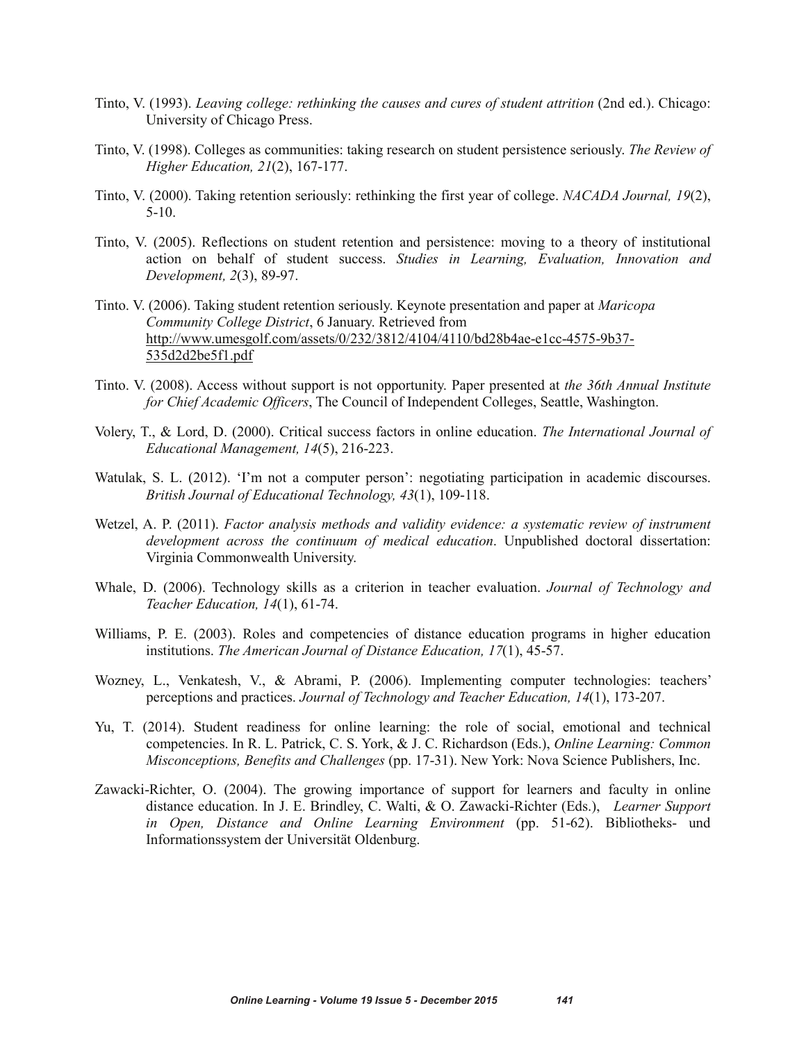Tinto, V. (1993). *Leaving college: rethinking the causes and cures of student attrition* (2nd ed.). Chicago: University of Chicago Press.

Tinto, V. (1998). Colleges as communities: taking research on student persistence seriously. *The Review of Higher Education, 21*(2), 167-177.

Tinto, V. (2000). Taking retention seriously: rethinking the first year of college. *NACADA Journal, 19*(2), 5-10.

Tinto, V. (2005). Reflections on student retention and persistence: moving to a theory of institutional action on behalf of student success. *Studies in Learning, Evaluation, Innovation and Development, 2*(3), 89-97.

Tinto. V. (2006). Taking student retention seriously. Keynote presentation and paper at *Maricopa Community College District*, 6 January. Retrieved from http://www.umesgolf.com/assets/0/232/3812/4104/4110/bd28b4ae-e1cc-4575-9b37-535d2d2be5f1.pdf

Tinto. V. (2008). Access without support is not opportunity. Paper presented at *the 36th Annual Institute for Chief Academic Officers*, The Council of Independent Colleges, Seattle, Washington.

Volery, T., & Lord, D. (2000). Critical success factors in online education. *The International Journal of Educational Management, 14*(5), 216-223.

Watulak, S. L. (2012). 'I'm not a computer person': negotiating participation in academic discourses. *British Journal of Educational Technology, 43*(1), 109-118.

Wetzel, A. P. (2011). *Factor analysis methods and validity evidence: a systematic review of instrument development across the continuum of medical education*. Unpublished doctoral dissertation: Virginia Commonwealth University.

Whale, D. (2006). Technology skills as a criterion in teacher evaluation. *Journal of Technology and Teacher Education, 14*(1), 61-74.

Williams, P. E. (2003). Roles and competencies of distance education programs in higher education institutions. *The American Journal of Distance Education, 17*(1), 45-57.

Wozney, L., Venkatesh, V., & Abrami, P. (2006). Implementing computer technologies: teachers' perceptions and practices. *Journal of Technology and Teacher Education, 14*(1), 173-207.

Yu, T. (2014). Student readiness for online learning: the role of social, emotional and technical competencies. In R. L. Patrick, C. S. York, & J. C. Richardson (Eds.), *Online Learning: Common Misconceptions, Benefits and Challenges* (pp. 17-31). New York: Nova Science Publishers, Inc.

Zawacki-Richter, O. (2004). The growing importance of support for learners and faculty in online distance education. In J. E. Brindley, C. Walti, & O. Zawacki-Richter (Eds.), *Learner Support in Open, Distance and Online Learning Environment* (pp. 51-62). Bibliotheks- und Informationssystem der Universität Oldenburg.